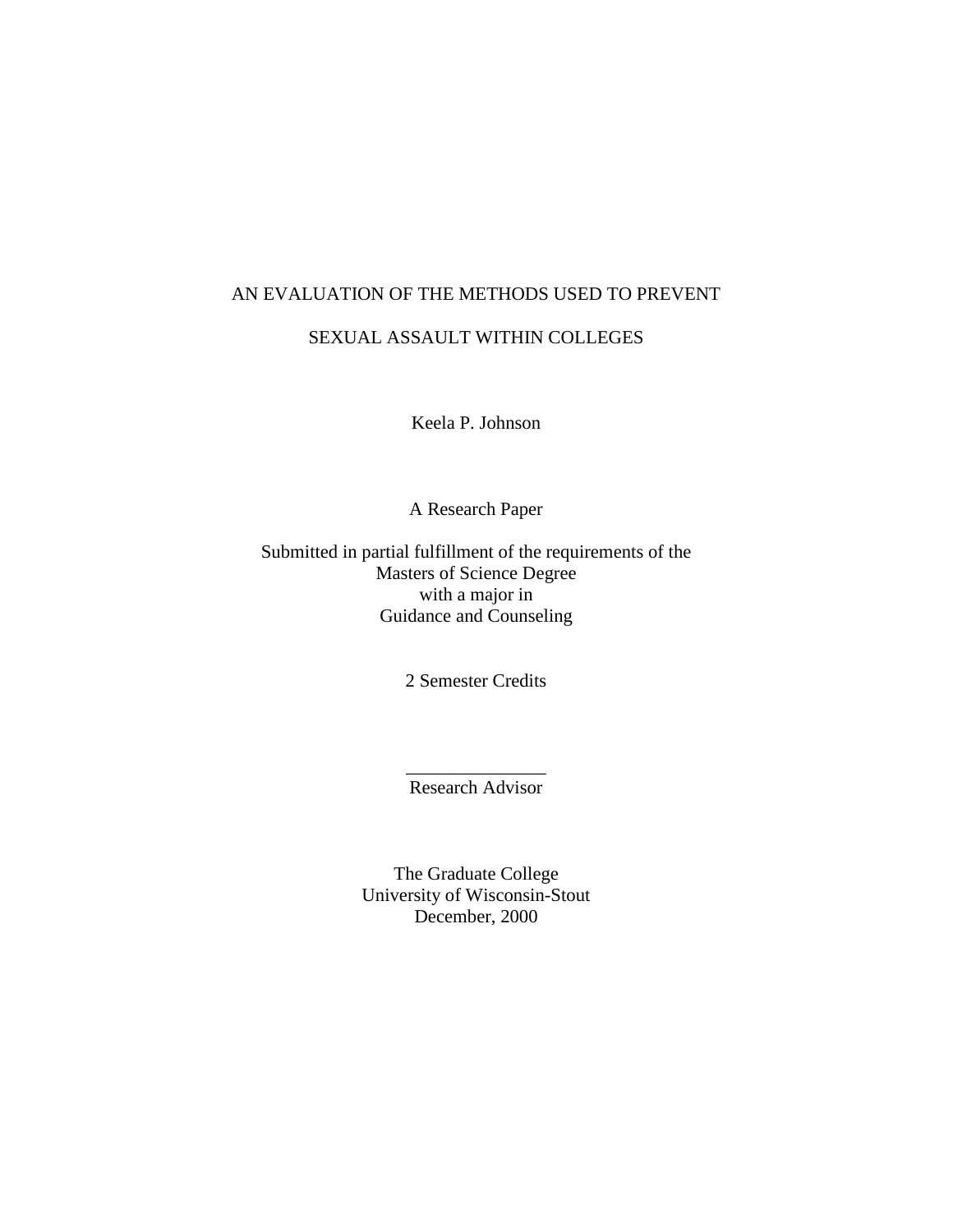# AN EVALUATION OF THE METHODS USED TO PREVENT SEXUAL ASSAULT WITHIN COLLEGES

Keela P. Johnson

A Research Paper

Submitted in partial fulfillment of the requirements of the
Masters of Science Degree
with a major in
Guidance and Counseling

2 Semester Credits

_______________
Research Advisor

The Graduate College
University of Wisconsin-Stout
December, 2000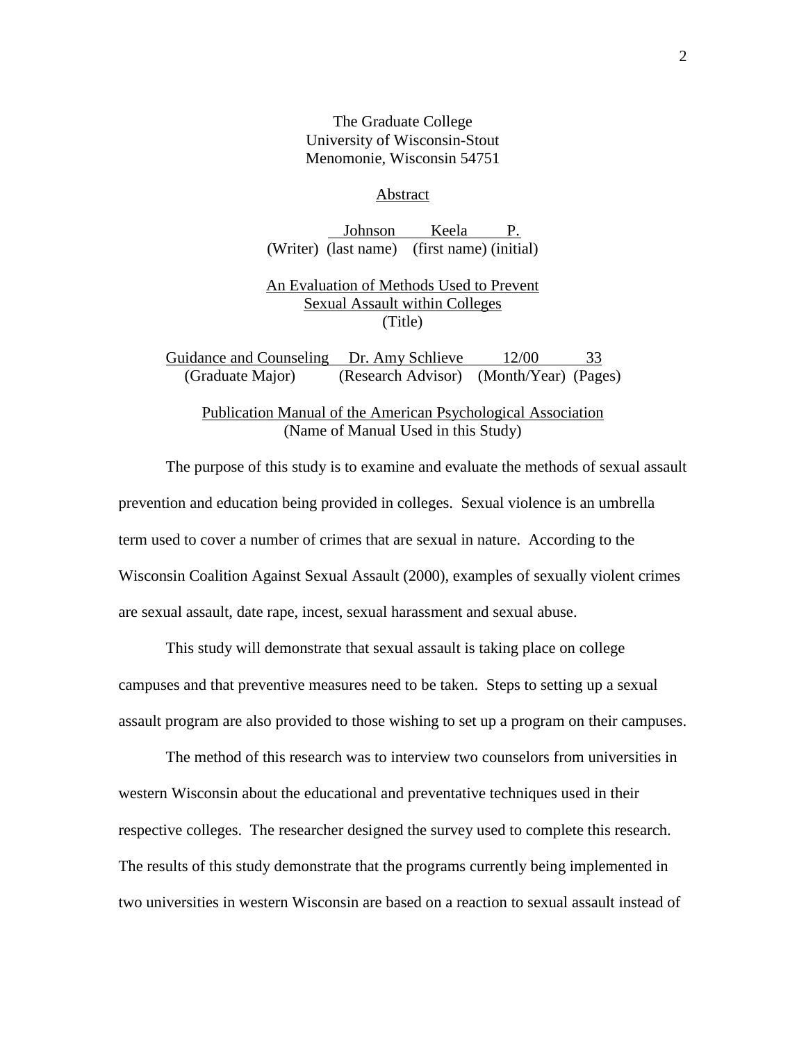The Graduate College
University of Wisconsin-Stout
Menomonie, Wisconsin 54751

## Abstract

| | Johnson | Keela | P. |
|---|---|---|---|
| (Writer) | (last name) | (first name) | (initial) |

An Evaluation of Methods Used to Prevent Sexual Assault within Colleges
(Title)

| Guidance and Counseling | Dr. Amy Schlieve | 12/00 | 33 |
|---|---|---|---|
| (Graduate Major) | (Research Advisor) | (Month/Year) | (Pages) |

Publication Manual of the American Psychological Association
(Name of Manual Used in this Study)

The purpose of this study is to examine and evaluate the methods of sexual assault prevention and education being provided in colleges. Sexual violence is an umbrella term used to cover a number of crimes that are sexual in nature. According to the Wisconsin Coalition Against Sexual Assault (2000), examples of sexually violent crimes are sexual assault, date rape, incest, sexual harassment and sexual abuse.

This study will demonstrate that sexual assault is taking place on college campuses and that preventive measures need to be taken. Steps to setting up a sexual assault program are also provided to those wishing to set up a program on their campuses.

The method of this research was to interview two counselors from universities in western Wisconsin about the educational and preventative techniques used in their respective colleges. The researcher designed the survey used to complete this research. The results of this study demonstrate that the programs currently being implemented in two universities in western Wisconsin are based on a reaction to sexual assault instead of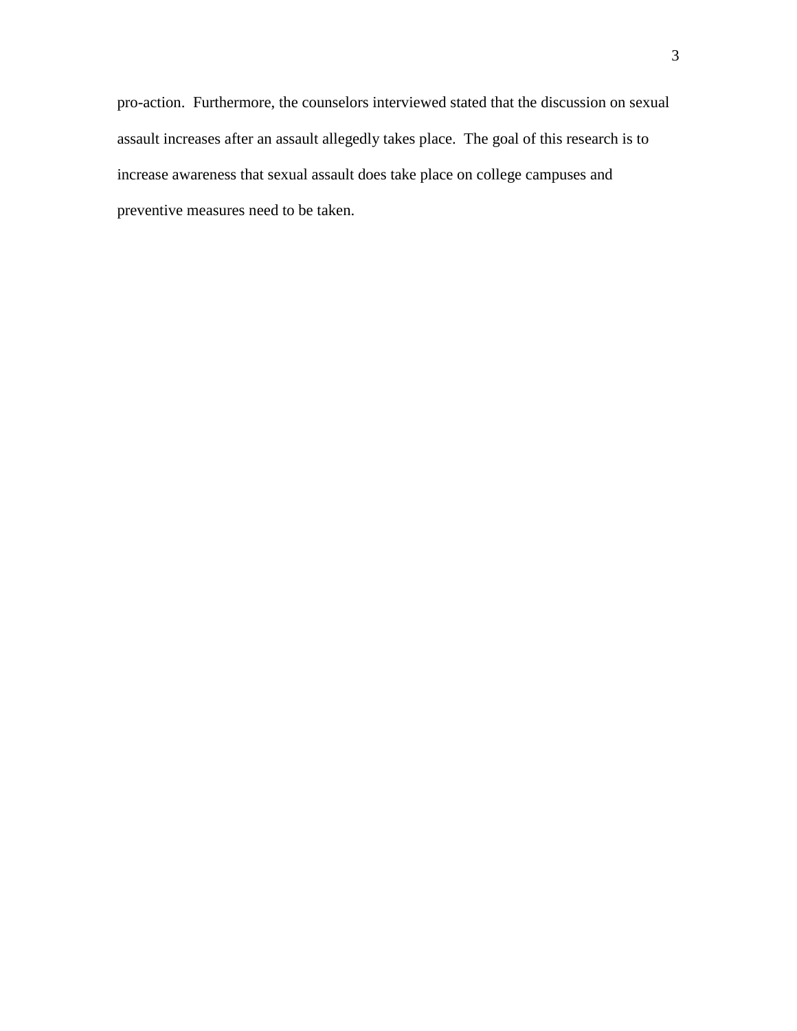pro-action. Furthermore, the counselors interviewed stated that the discussion on sexual assault increases after an assault allegedly takes place. The goal of this research is to increase awareness that sexual assault does take place on college campuses and preventive measures need to be taken.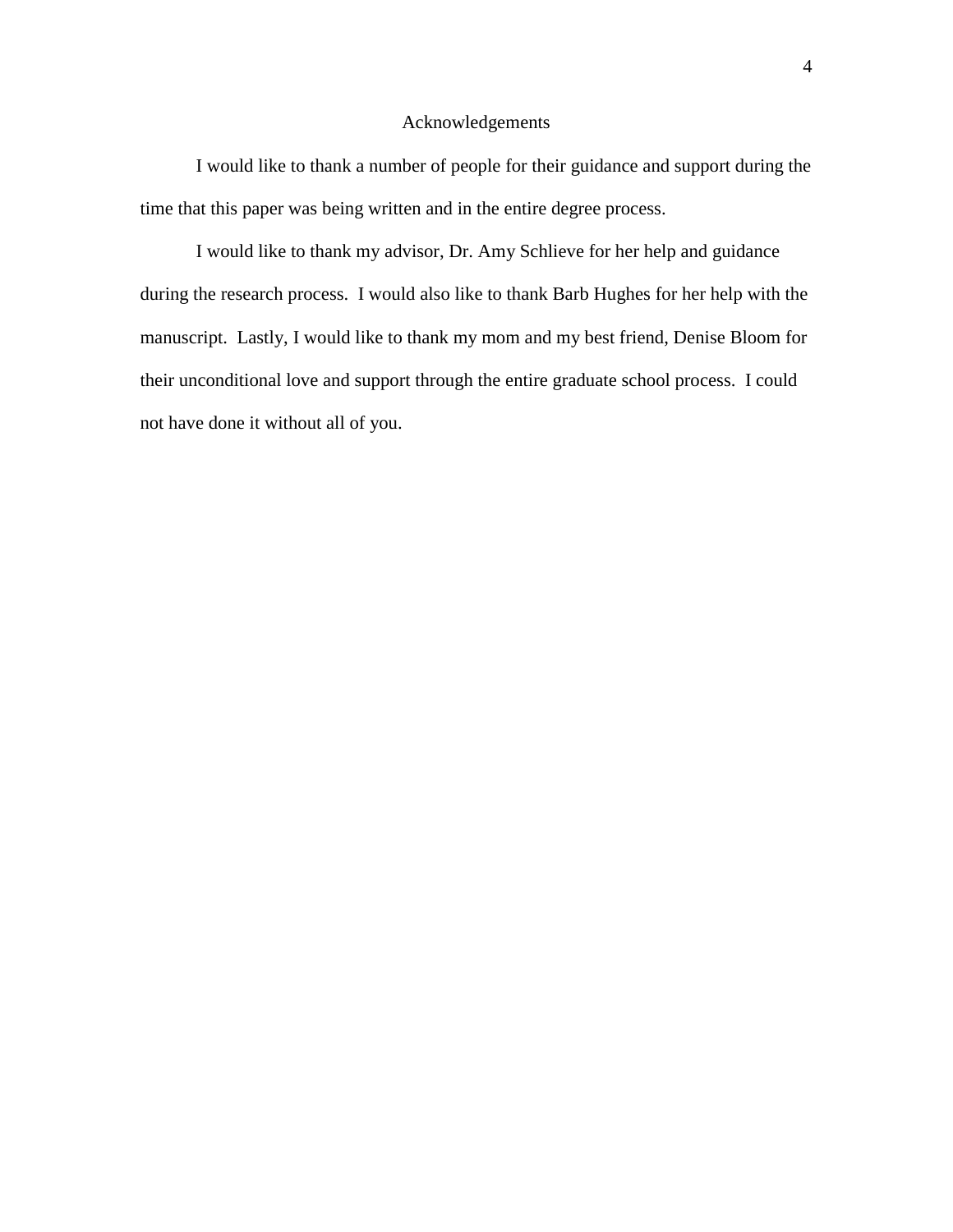# Acknowledgements

I would like to thank a number of people for their guidance and support during the time that this paper was being written and in the entire degree process.

I would like to thank my advisor, Dr. Amy Schlieve for her help and guidance during the research process. I would also like to thank Barb Hughes for her help with the manuscript. Lastly, I would like to thank my mom and my best friend, Denise Bloom for their unconditional love and support through the entire graduate school process. I could not have done it without all of you.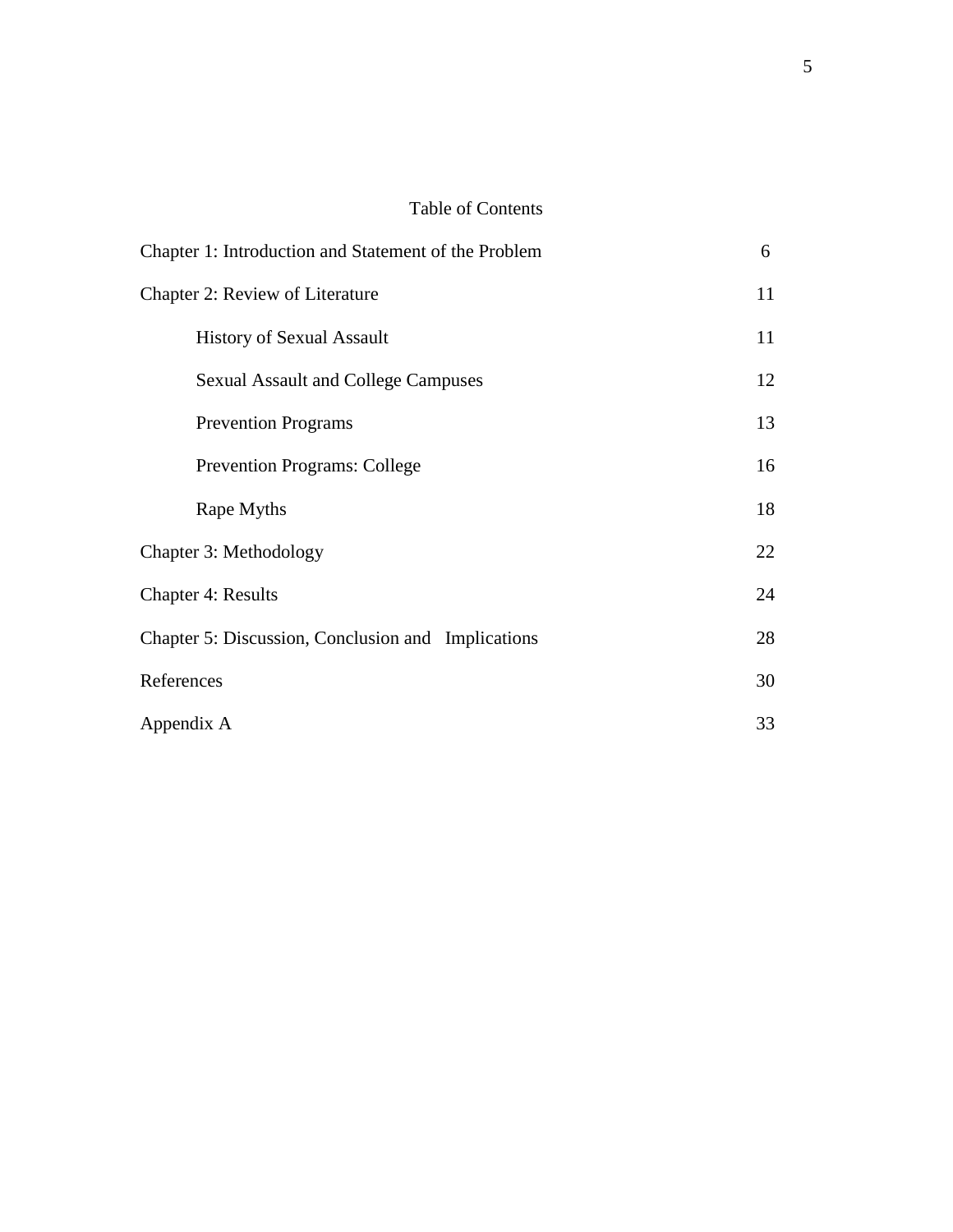# Table of Contents

| | |
|---|---|
| Chapter 1: Introduction and Statement of the Problem | 6 |
| Chapter 2: Review of Literature | 11 |
| History of Sexual Assault | 11 |
| Sexual Assault and College Campuses | 12 |
| Prevention Programs | 13 |
| Prevention Programs: College | 16 |
| Rape Myths | 18 |
| Chapter 3: Methodology | 22 |
| Chapter 4: Results | 24 |
| Chapter 5: Discussion, Conclusion and Implications | 28 |
| References | 30 |
| Appendix A | 33 |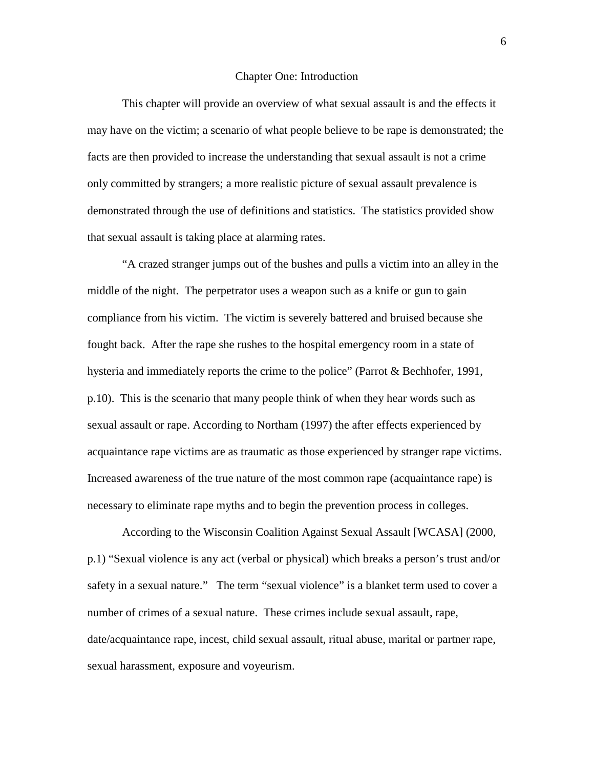# Chapter One: Introduction

This chapter will provide an overview of what sexual assault is and the effects it may have on the victim; a scenario of what people believe to be rape is demonstrated; the facts are then provided to increase the understanding that sexual assault is not a crime only committed by strangers; a more realistic picture of sexual assault prevalence is demonstrated through the use of definitions and statistics. The statistics provided show that sexual assault is taking place at alarming rates.

"A crazed stranger jumps out of the bushes and pulls a victim into an alley in the middle of the night. The perpetrator uses a weapon such as a knife or gun to gain compliance from his victim. The victim is severely battered and bruised because she fought back. After the rape she rushes to the hospital emergency room in a state of hysteria and immediately reports the crime to the police" (Parrot & Bechhofer, 1991, p.10). This is the scenario that many people think of when they hear words such as sexual assault or rape. According to Northam (1997) the after effects experienced by acquaintance rape victims are as traumatic as those experienced by stranger rape victims. Increased awareness of the true nature of the most common rape (acquaintance rape) is necessary to eliminate rape myths and to begin the prevention process in colleges.

According to the Wisconsin Coalition Against Sexual Assault [WCASA] (2000, p.1) "Sexual violence is any act (verbal or physical) which breaks a person's trust and/or safety in a sexual nature." The term "sexual violence" is a blanket term used to cover a number of crimes of a sexual nature. These crimes include sexual assault, rape, date/acquaintance rape, incest, child sexual assault, ritual abuse, marital or partner rape, sexual harassment, exposure and voyeurism.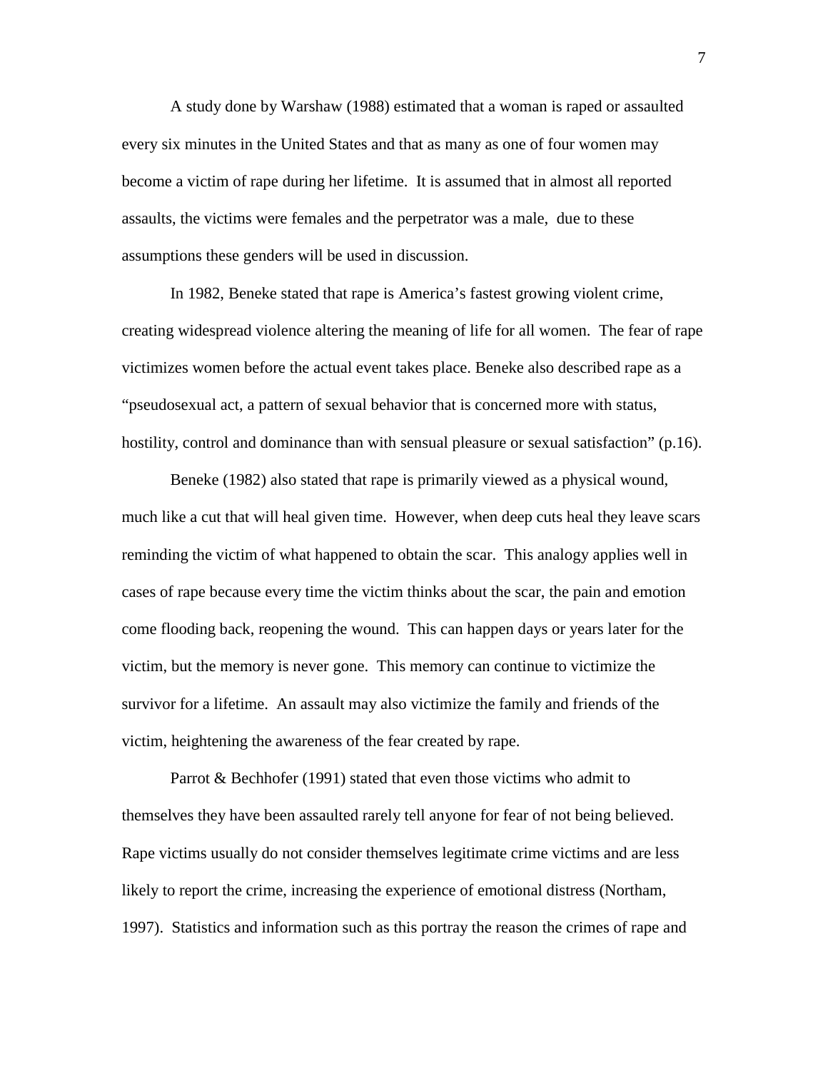A study done by Warshaw (1988) estimated that a woman is raped or assaulted every six minutes in the United States and that as many as one of four women may become a victim of rape during her lifetime. It is assumed that in almost all reported assaults, the victims were females and the perpetrator was a male, due to these assumptions these genders will be used in discussion.

In 1982, Beneke stated that rape is America's fastest growing violent crime, creating widespread violence altering the meaning of life for all women. The fear of rape victimizes women before the actual event takes place. Beneke also described rape as a "pseudosexual act, a pattern of sexual behavior that is concerned more with status, hostility, control and dominance than with sensual pleasure or sexual satisfaction" (p.16).

Beneke (1982) also stated that rape is primarily viewed as a physical wound, much like a cut that will heal given time. However, when deep cuts heal they leave scars reminding the victim of what happened to obtain the scar. This analogy applies well in cases of rape because every time the victim thinks about the scar, the pain and emotion come flooding back, reopening the wound. This can happen days or years later for the victim, but the memory is never gone. This memory can continue to victimize the survivor for a lifetime. An assault may also victimize the family and friends of the victim, heightening the awareness of the fear created by rape.

Parrot & Bechhofer (1991) stated that even those victims who admit to themselves they have been assaulted rarely tell anyone for fear of not being believed. Rape victims usually do not consider themselves legitimate crime victims and are less likely to report the crime, increasing the experience of emotional distress (Northam, 1997). Statistics and information such as this portray the reason the crimes of rape and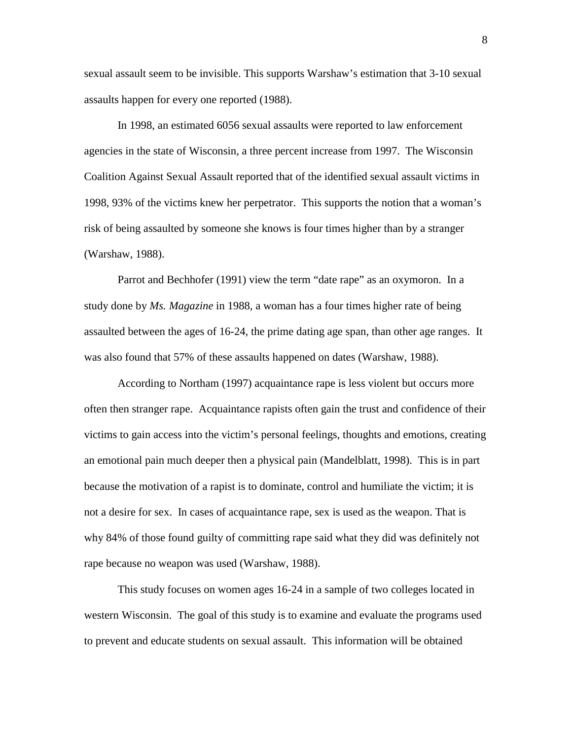sexual assault seem to be invisible. This supports Warshaw's estimation that 3-10 sexual assaults happen for every one reported (1988).

In 1998, an estimated 6056 sexual assaults were reported to law enforcement agencies in the state of Wisconsin, a three percent increase from 1997. The Wisconsin Coalition Against Sexual Assault reported that of the identified sexual assault victims in 1998, 93% of the victims knew her perpetrator. This supports the notion that a woman's risk of being assaulted by someone she knows is four times higher than by a stranger (Warshaw, 1988).

Parrot and Bechhofer (1991) view the term "date rape" as an oxymoron. In a study done by *Ms. Magazine* in 1988, a woman has a four times higher rate of being assaulted between the ages of 16-24, the prime dating age span, than other age ranges. It was also found that 57% of these assaults happened on dates (Warshaw, 1988).

According to Northam (1997) acquaintance rape is less violent but occurs more often then stranger rape. Acquaintance rapists often gain the trust and confidence of their victims to gain access into the victim's personal feelings, thoughts and emotions, creating an emotional pain much deeper then a physical pain (Mandelblatt, 1998). This is in part because the motivation of a rapist is to dominate, control and humiliate the victim; it is not a desire for sex. In cases of acquaintance rape, sex is used as the weapon. That is why 84% of those found guilty of committing rape said what they did was definitely not rape because no weapon was used (Warshaw, 1988).

This study focuses on women ages 16-24 in a sample of two colleges located in western Wisconsin. The goal of this study is to examine and evaluate the programs used to prevent and educate students on sexual assault. This information will be obtained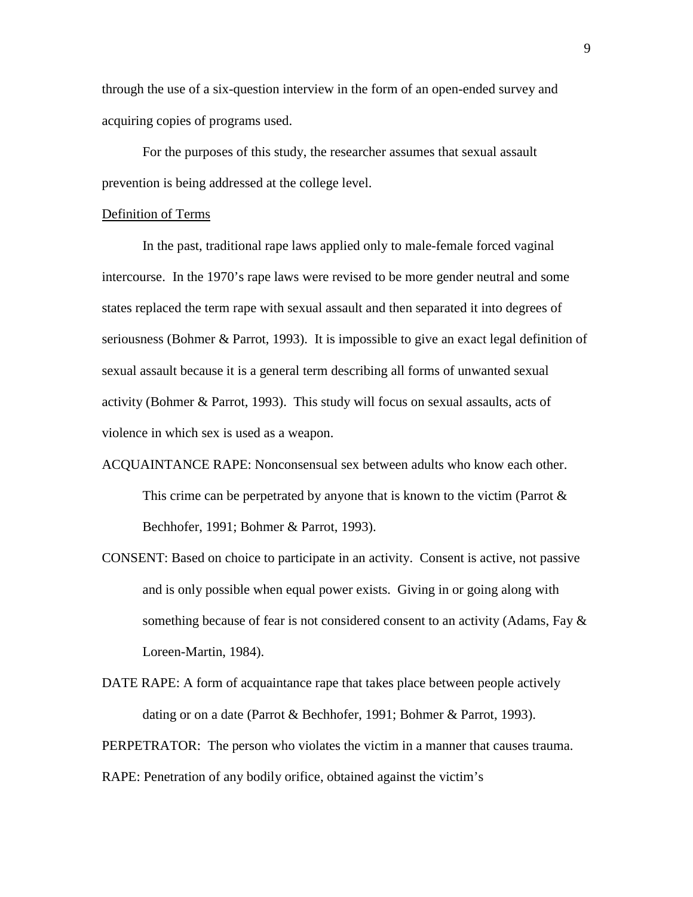through the use of a six-question interview in the form of an open-ended survey and acquiring copies of programs used.

For the purposes of this study, the researcher assumes that sexual assault prevention is being addressed at the college level.

## Definition of Terms

In the past, traditional rape laws applied only to male-female forced vaginal intercourse. In the 1970's rape laws were revised to be more gender neutral and some states replaced the term rape with sexual assault and then separated it into degrees of seriousness (Bohmer & Parrot, 1993). It is impossible to give an exact legal definition of sexual assault because it is a general term describing all forms of unwanted sexual activity (Bohmer & Parrot, 1993). This study will focus on sexual assaults, acts of violence in which sex is used as a weapon.

ACQUAINTANCE RAPE: Nonconsensual sex between adults who know each other. This crime can be perpetrated by anyone that is known to the victim (Parrot & Bechhofer, 1991; Bohmer & Parrot, 1993).

CONSENT: Based on choice to participate in an activity. Consent is active, not passive and is only possible when equal power exists. Giving in or going along with something because of fear is not considered consent to an activity (Adams, Fay & Loreen-Martin, 1984).

DATE RAPE: A form of acquaintance rape that takes place between people actively dating or on a date (Parrot & Bechhofer, 1991; Bohmer & Parrot, 1993).

PERPETRATOR: The person who violates the victim in a manner that causes trauma.

RAPE: Penetration of any bodily orifice, obtained against the victim's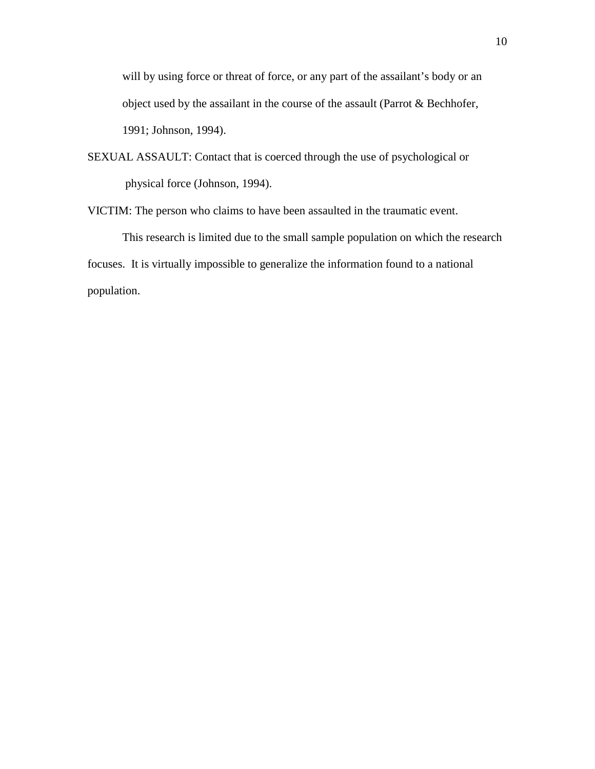will by using force or threat of force, or any part of the assailant's body or an object used by the assailant in the course of the assault (Parrot & Bechhofer, 1991; Johnson, 1994).

SEXUAL ASSAULT: Contact that is coerced through the use of psychological or physical force (Johnson, 1994).

VICTIM: The person who claims to have been assaulted in the traumatic event.

This research is limited due to the small sample population on which the research focuses. It is virtually impossible to generalize the information found to a national population.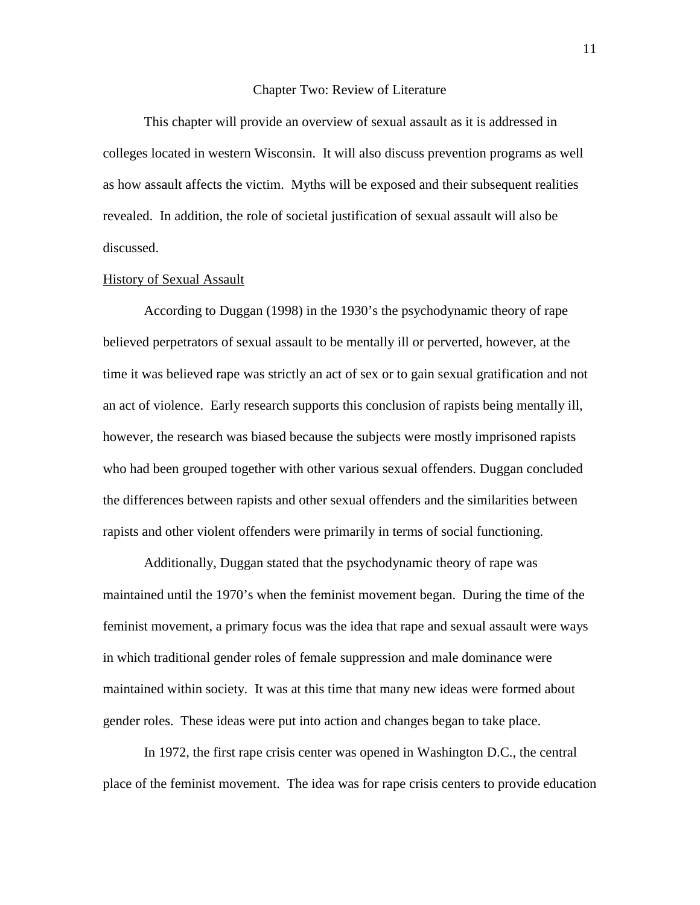## Chapter Two: Review of Literature

This chapter will provide an overview of sexual assault as it is addressed in colleges located in western Wisconsin. It will also discuss prevention programs as well as how assault affects the victim. Myths will be exposed and their subsequent realities revealed. In addition, the role of societal justification of sexual assault will also be discussed.

### History of Sexual Assault

According to Duggan (1998) in the 1930's the psychodynamic theory of rape believed perpetrators of sexual assault to be mentally ill or perverted, however, at the time it was believed rape was strictly an act of sex or to gain sexual gratification and not an act of violence. Early research supports this conclusion of rapists being mentally ill, however, the research was biased because the subjects were mostly imprisoned rapists who had been grouped together with other various sexual offenders. Duggan concluded the differences between rapists and other sexual offenders and the similarities between rapists and other violent offenders were primarily in terms of social functioning.

Additionally, Duggan stated that the psychodynamic theory of rape was maintained until the 1970's when the feminist movement began. During the time of the feminist movement, a primary focus was the idea that rape and sexual assault were ways in which traditional gender roles of female suppression and male dominance were maintained within society. It was at this time that many new ideas were formed about gender roles. These ideas were put into action and changes began to take place.

In 1972, the first rape crisis center was opened in Washington D.C., the central place of the feminist movement. The idea was for rape crisis centers to provide education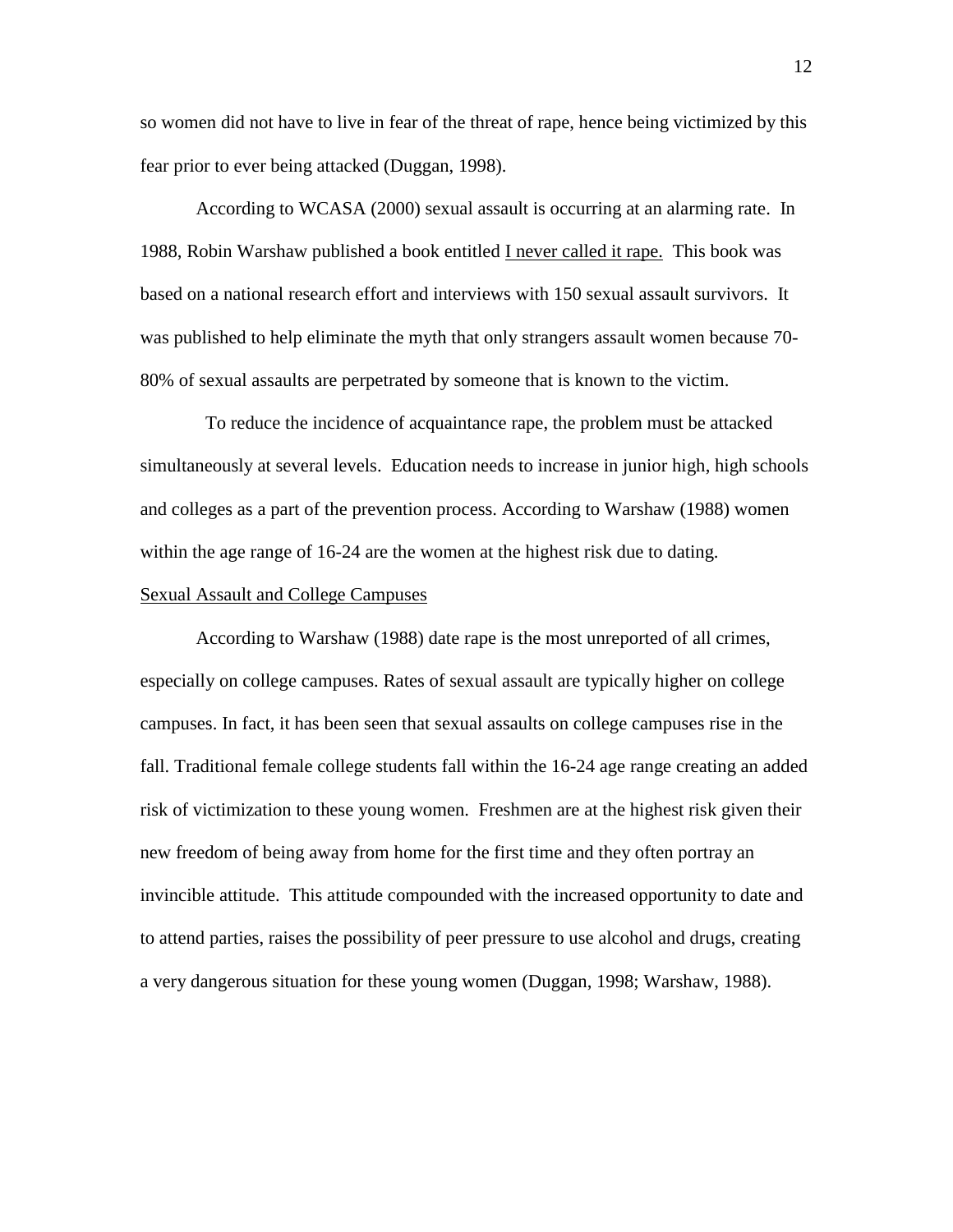so women did not have to live in fear of the threat of rape, hence being victimized by this fear prior to ever being attacked (Duggan, 1998).

According to WCASA (2000) sexual assault is occurring at an alarming rate. In 1988, Robin Warshaw published a book entitled I never called it rape. This book was based on a national research effort and interviews with 150 sexual assault survivors. It was published to help eliminate the myth that only strangers assault women because 70-80% of sexual assaults are perpetrated by someone that is known to the victim.

To reduce the incidence of acquaintance rape, the problem must be attacked simultaneously at several levels. Education needs to increase in junior high, high schools and colleges as a part of the prevention process. According to Warshaw (1988) women within the age range of 16-24 are the women at the highest risk due to dating.

### Sexual Assault and College Campuses

According to Warshaw (1988) date rape is the most unreported of all crimes, especially on college campuses. Rates of sexual assault are typically higher on college campuses. In fact, it has been seen that sexual assaults on college campuses rise in the fall. Traditional female college students fall within the 16-24 age range creating an added risk of victimization to these young women. Freshmen are at the highest risk given their new freedom of being away from home for the first time and they often portray an invincible attitude. This attitude compounded with the increased opportunity to date and to attend parties, raises the possibility of peer pressure to use alcohol and drugs, creating a very dangerous situation for these young women (Duggan, 1998; Warshaw, 1988).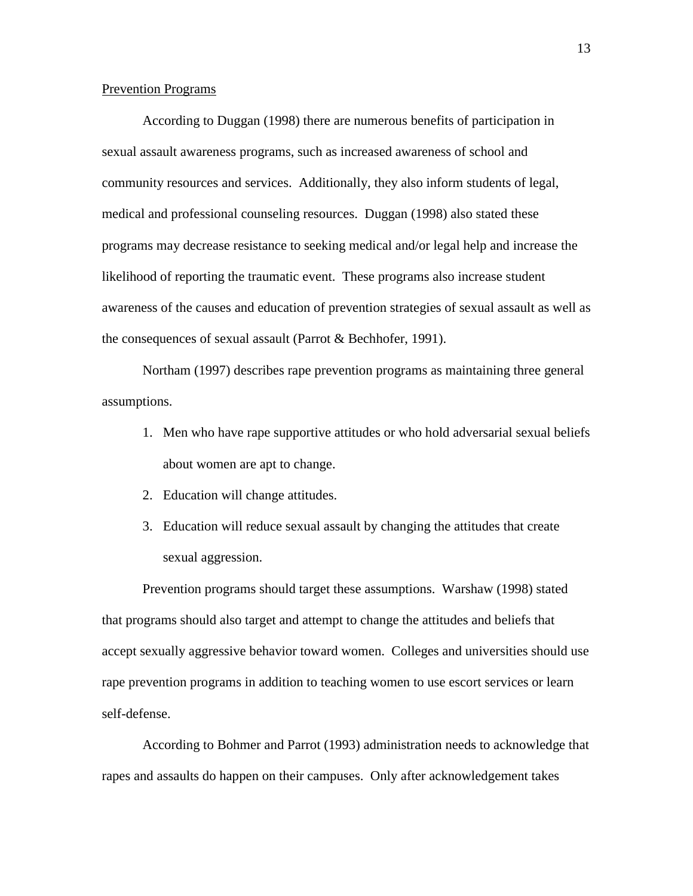<u>Prevention Programs</u>

According to Duggan (1998) there are numerous benefits of participation in sexual assault awareness programs, such as increased awareness of school and community resources and services. Additionally, they also inform students of legal, medical and professional counseling resources. Duggan (1998) also stated these programs may decrease resistance to seeking medical and/or legal help and increase the likelihood of reporting the traumatic event. These programs also increase student awareness of the causes and education of prevention strategies of sexual assault as well as the consequences of sexual assault (Parrot & Bechhofer, 1991).

Northam (1997) describes rape prevention programs as maintaining three general assumptions.

1. Men who have rape supportive attitudes or who hold adversarial sexual beliefs about women are apt to change.
2. Education will change attitudes.
3. Education will reduce sexual assault by changing the attitudes that create sexual aggression.

Prevention programs should target these assumptions. Warshaw (1998) stated that programs should also target and attempt to change the attitudes and beliefs that accept sexually aggressive behavior toward women. Colleges and universities should use rape prevention programs in addition to teaching women to use escort services or learn self-defense.

According to Bohmer and Parrot (1993) administration needs to acknowledge that rapes and assaults do happen on their campuses. Only after acknowledgement takes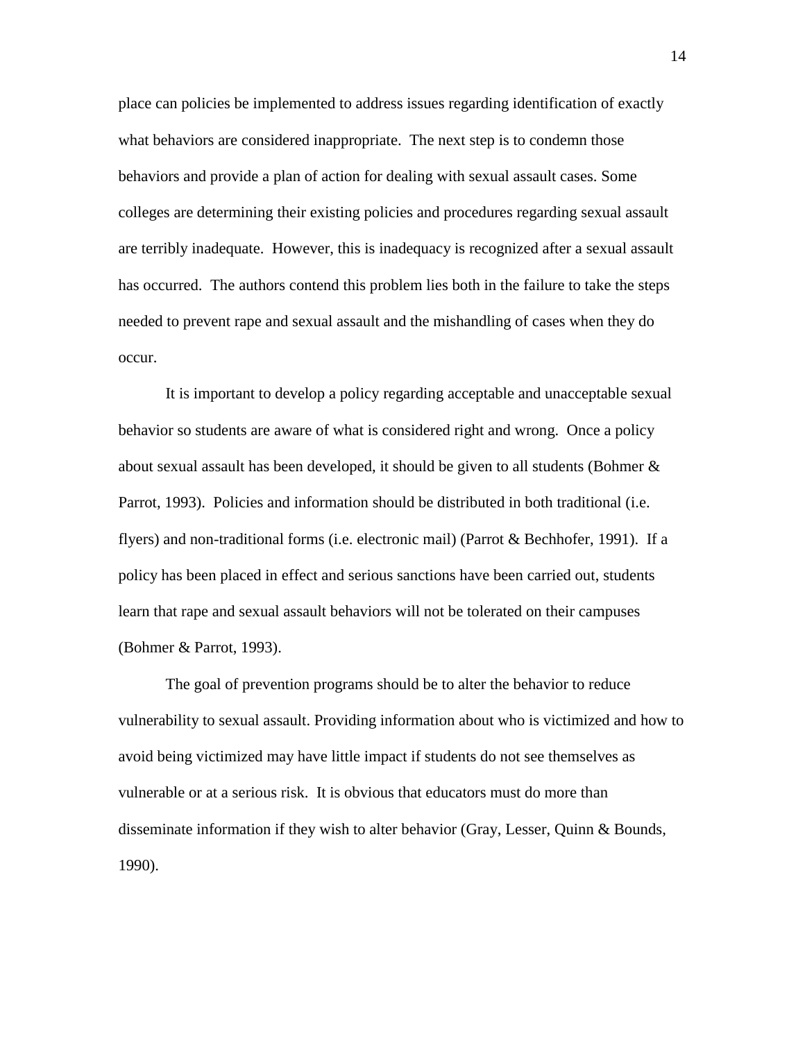place can policies be implemented to address issues regarding identification of exactly what behaviors are considered inappropriate. The next step is to condemn those behaviors and provide a plan of action for dealing with sexual assault cases. Some colleges are determining their existing policies and procedures regarding sexual assault are terribly inadequate. However, this is inadequacy is recognized after a sexual assault has occurred. The authors contend this problem lies both in the failure to take the steps needed to prevent rape and sexual assault and the mishandling of cases when they do occur.

It is important to develop a policy regarding acceptable and unacceptable sexual behavior so students are aware of what is considered right and wrong. Once a policy about sexual assault has been developed, it should be given to all students (Bohmer & Parrot, 1993). Policies and information should be distributed in both traditional (i.e. flyers) and non-traditional forms (i.e. electronic mail) (Parrot & Bechhofer, 1991). If a policy has been placed in effect and serious sanctions have been carried out, students learn that rape and sexual assault behaviors will not be tolerated on their campuses (Bohmer & Parrot, 1993).

The goal of prevention programs should be to alter the behavior to reduce vulnerability to sexual assault. Providing information about who is victimized and how to avoid being victimized may have little impact if students do not see themselves as vulnerable or at a serious risk. It is obvious that educators must do more than disseminate information if they wish to alter behavior (Gray, Lesser, Quinn & Bounds, 1990).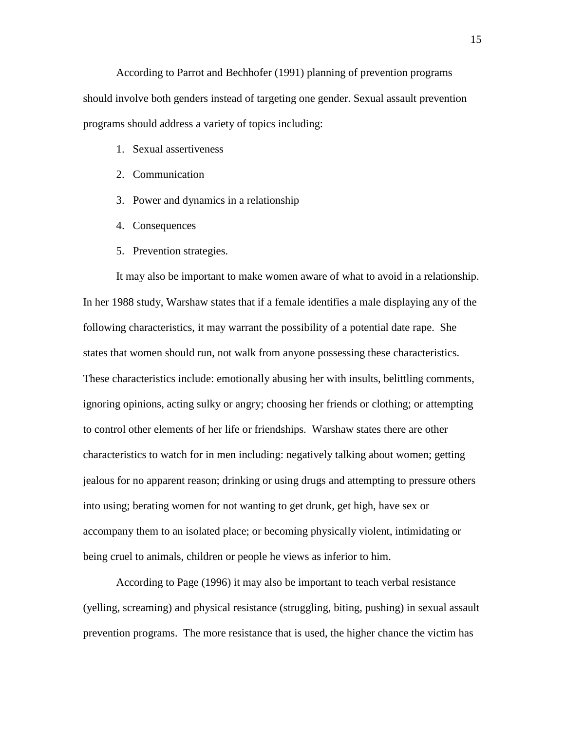According to Parrot and Bechhofer (1991) planning of prevention programs should involve both genders instead of targeting one gender. Sexual assault prevention programs should address a variety of topics including:

1. Sexual assertiveness
2. Communication
3. Power and dynamics in a relationship
4. Consequences
5. Prevention strategies.

It may also be important to make women aware of what to avoid in a relationship. In her 1988 study, Warshaw states that if a female identifies a male displaying any of the following characteristics, it may warrant the possibility of a potential date rape. She states that women should run, not walk from anyone possessing these characteristics. These characteristics include: emotionally abusing her with insults, belittling comments, ignoring opinions, acting sulky or angry; choosing her friends or clothing; or attempting to control other elements of her life or friendships. Warshaw states there are other characteristics to watch for in men including: negatively talking about women; getting jealous for no apparent reason; drinking or using drugs and attempting to pressure others into using; berating women for not wanting to get drunk, get high, have sex or accompany them to an isolated place; or becoming physically violent, intimidating or being cruel to animals, children or people he views as inferior to him.

According to Page (1996) it may also be important to teach verbal resistance (yelling, screaming) and physical resistance (struggling, biting, pushing) in sexual assault prevention programs. The more resistance that is used, the higher chance the victim has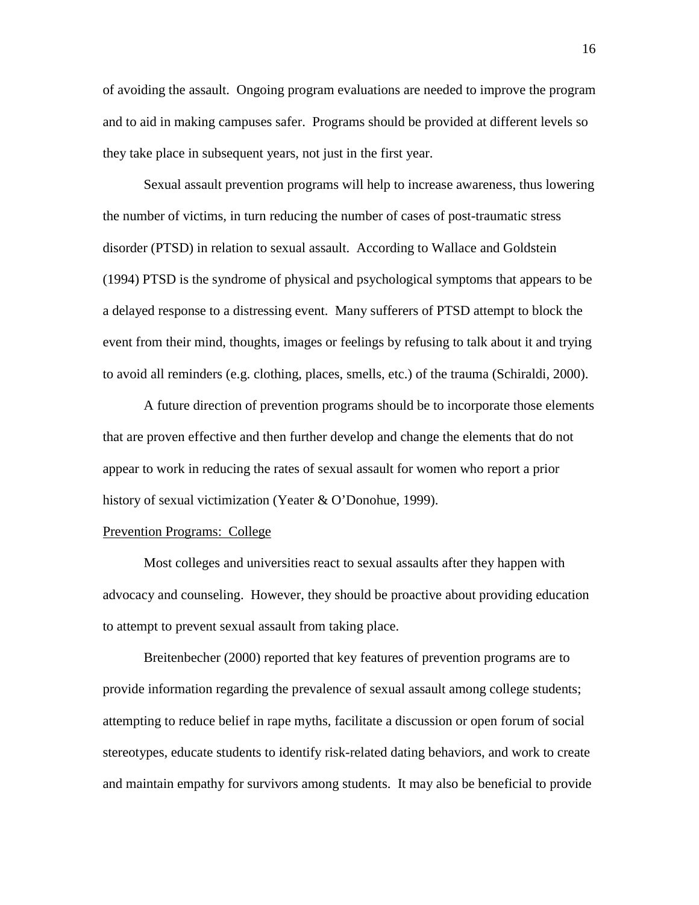of avoiding the assault. Ongoing program evaluations are needed to improve the program and to aid in making campuses safer. Programs should be provided at different levels so they take place in subsequent years, not just in the first year.

Sexual assault prevention programs will help to increase awareness, thus lowering the number of victims, in turn reducing the number of cases of post-traumatic stress disorder (PTSD) in relation to sexual assault. According to Wallace and Goldstein (1994) PTSD is the syndrome of physical and psychological symptoms that appears to be a delayed response to a distressing event. Many sufferers of PTSD attempt to block the event from their mind, thoughts, images or feelings by refusing to talk about it and trying to avoid all reminders (e.g. clothing, places, smells, etc.) of the trauma (Schiraldi, 2000).

A future direction of prevention programs should be to incorporate those elements that are proven effective and then further develop and change the elements that do not appear to work in reducing the rates of sexual assault for women who report a prior history of sexual victimization (Yeater & O'Donohue, 1999).

## Prevention Programs: College

Most colleges and universities react to sexual assaults after they happen with advocacy and counseling. However, they should be proactive about providing education to attempt to prevent sexual assault from taking place.

Breitenbecher (2000) reported that key features of prevention programs are to provide information regarding the prevalence of sexual assault among college students; attempting to reduce belief in rape myths, facilitate a discussion or open forum of social stereotypes, educate students to identify risk-related dating behaviors, and work to create and maintain empathy for survivors among students. It may also be beneficial to provide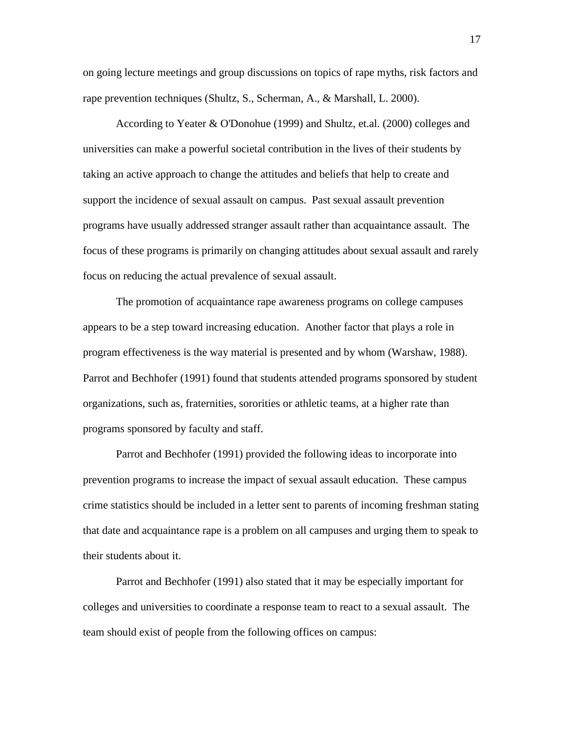on going lecture meetings and group discussions on topics of rape myths, risk factors and rape prevention techniques (Shultz, S., Scherman, A., & Marshall, L. 2000).

According to Yeater & O'Donohue (1999) and Shultz, et.al. (2000) colleges and universities can make a powerful societal contribution in the lives of their students by taking an active approach to change the attitudes and beliefs that help to create and support the incidence of sexual assault on campus. Past sexual assault prevention programs have usually addressed stranger assault rather than acquaintance assault. The focus of these programs is primarily on changing attitudes about sexual assault and rarely focus on reducing the actual prevalence of sexual assault.

The promotion of acquaintance rape awareness programs on college campuses appears to be a step toward increasing education. Another factor that plays a role in program effectiveness is the way material is presented and by whom (Warshaw, 1988). Parrot and Bechhofer (1991) found that students attended programs sponsored by student organizations, such as, fraternities, sororities or athletic teams, at a higher rate than programs sponsored by faculty and staff.

Parrot and Bechhofer (1991) provided the following ideas to incorporate into prevention programs to increase the impact of sexual assault education. These campus crime statistics should be included in a letter sent to parents of incoming freshman stating that date and acquaintance rape is a problem on all campuses and urging them to speak to their students about it.

Parrot and Bechhofer (1991) also stated that it may be especially important for colleges and universities to coordinate a response team to react to a sexual assault. The team should exist of people from the following offices on campus: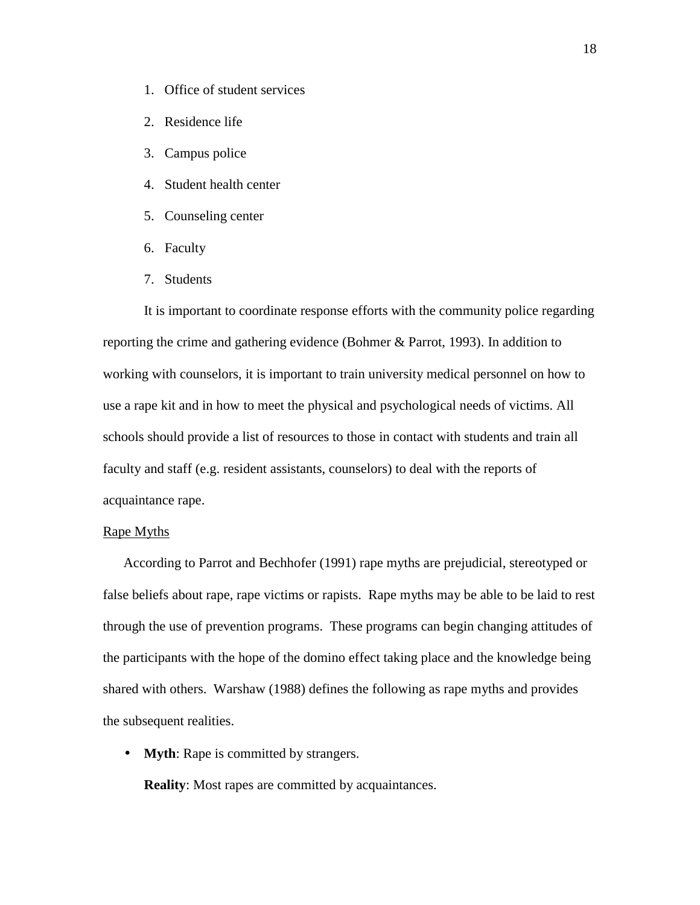1. Office of student services
2. Residence life
3. Campus police
4. Student health center
5. Counseling center
6. Faculty
7. Students

It is important to coordinate response efforts with the community police regarding reporting the crime and gathering evidence (Bohmer & Parrot, 1993). In addition to working with counselors, it is important to train university medical personnel on how to use a rape kit and in how to meet the physical and psychological needs of victims. All schools should provide a list of resources to those in contact with students and train all faculty and staff (e.g. resident assistants, counselors) to deal with the reports of acquaintance rape.

Rape Myths

According to Parrot and Bechhofer (1991) rape myths are prejudicial, stereotyped or false beliefs about rape, rape victims or rapists. Rape myths may be able to be laid to rest through the use of prevention programs. These programs can begin changing attitudes of the participants with the hope of the domino effect taking place and the knowledge being shared with others. Warshaw (1988) defines the following as rape myths and provides the subsequent realities.

- **Myth**: Rape is committed by strangers.

  **Reality**: Most rapes are committed by acquaintances.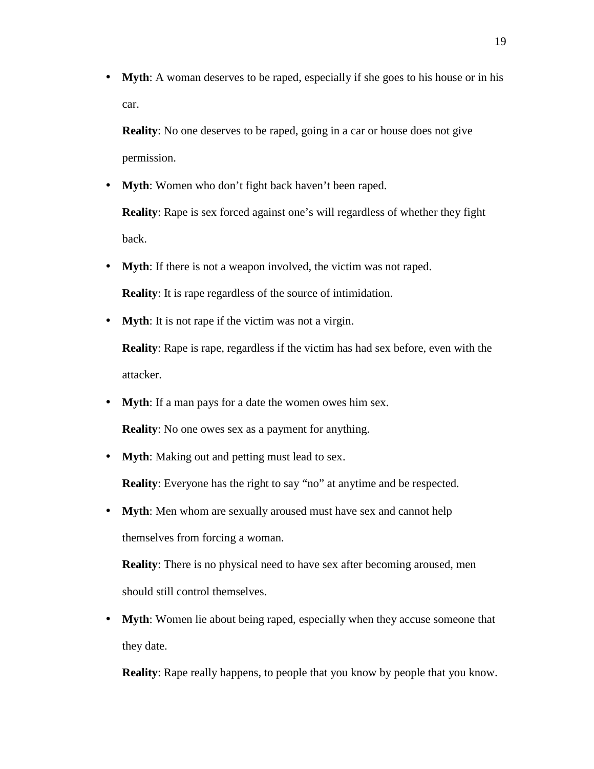- **Myth**: A woman deserves to be raped, especially if she goes to his house or in his car.

  **Reality**: No one deserves to be raped, going in a car or house does not give permission.

- **Myth**: Women who don't fight back haven't been raped.

  **Reality**: Rape is sex forced against one's will regardless of whether they fight back.

- **Myth**: If there is not a weapon involved, the victim was not raped.

  **Reality**: It is rape regardless of the source of intimidation.

- **Myth**: It is not rape if the victim was not a virgin.

  **Reality**: Rape is rape, regardless if the victim has had sex before, even with the attacker.

- **Myth**: If a man pays for a date the women owes him sex.

  **Reality**: No one owes sex as a payment for anything.

- **Myth**: Making out and petting must lead to sex.

  **Reality**: Everyone has the right to say "no" at anytime and be respected.

- **Myth**: Men whom are sexually aroused must have sex and cannot help themselves from forcing a woman.

  **Reality**: There is no physical need to have sex after becoming aroused, men should still control themselves.

- **Myth**: Women lie about being raped, especially when they accuse someone that they date.

  **Reality**: Rape really happens, to people that you know by people that you know.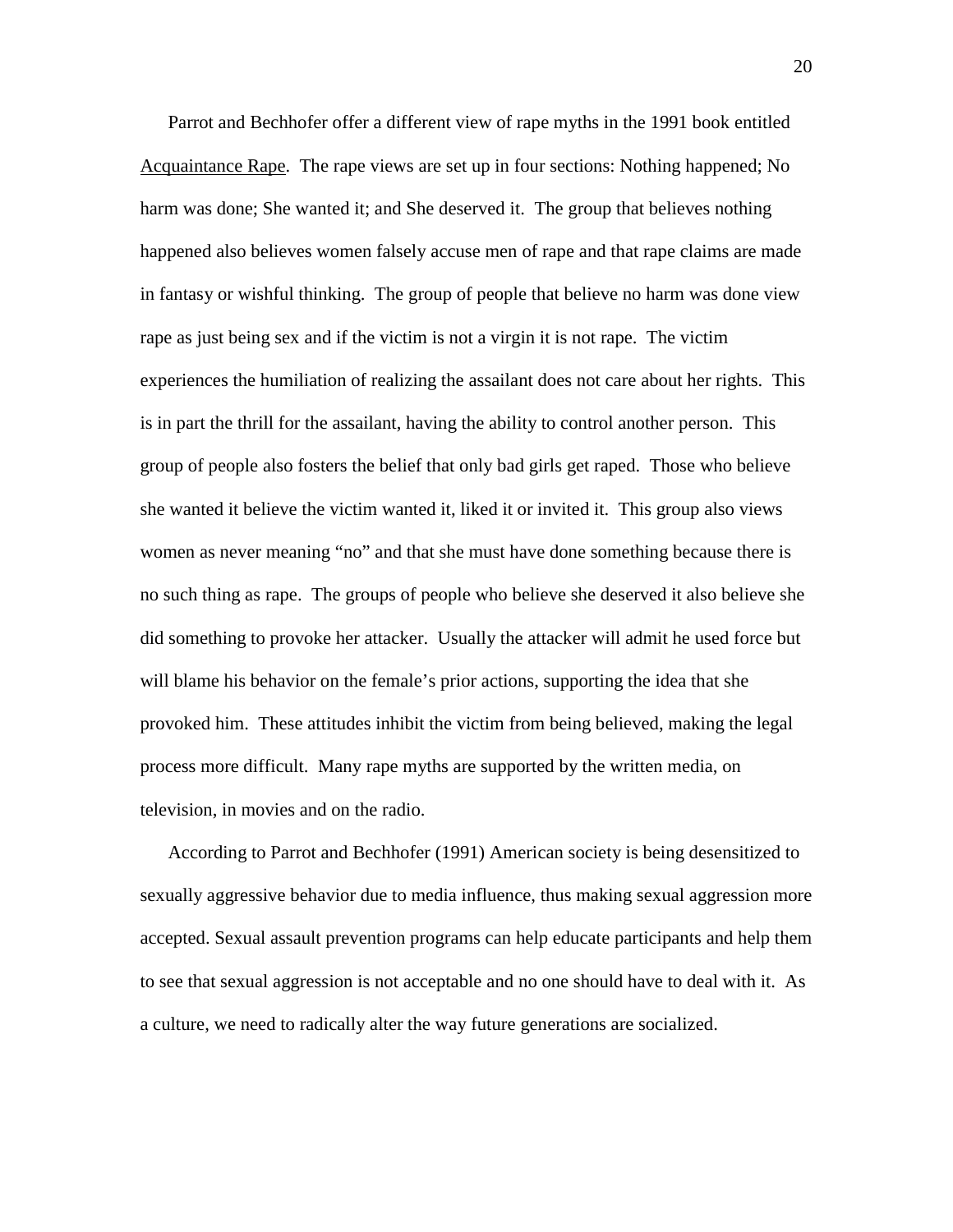Parrot and Bechhofer offer a different view of rape myths in the 1991 book entitled Acquaintance Rape. The rape views are set up in four sections: Nothing happened; No harm was done; She wanted it; and She deserved it. The group that believes nothing happened also believes women falsely accuse men of rape and that rape claims are made in fantasy or wishful thinking. The group of people that believe no harm was done view rape as just being sex and if the victim is not a virgin it is not rape. The victim experiences the humiliation of realizing the assailant does not care about her rights. This is in part the thrill for the assailant, having the ability to control another person. This group of people also fosters the belief that only bad girls get raped. Those who believe she wanted it believe the victim wanted it, liked it or invited it. This group also views women as never meaning "no" and that she must have done something because there is no such thing as rape. The groups of people who believe she deserved it also believe she did something to provoke her attacker. Usually the attacker will admit he used force but will blame his behavior on the female's prior actions, supporting the idea that she provoked him. These attitudes inhibit the victim from being believed, making the legal process more difficult. Many rape myths are supported by the written media, on television, in movies and on the radio.

According to Parrot and Bechhofer (1991) American society is being desensitized to sexually aggressive behavior due to media influence, thus making sexual aggression more accepted. Sexual assault prevention programs can help educate participants and help them to see that sexual aggression is not acceptable and no one should have to deal with it. As a culture, we need to radically alter the way future generations are socialized.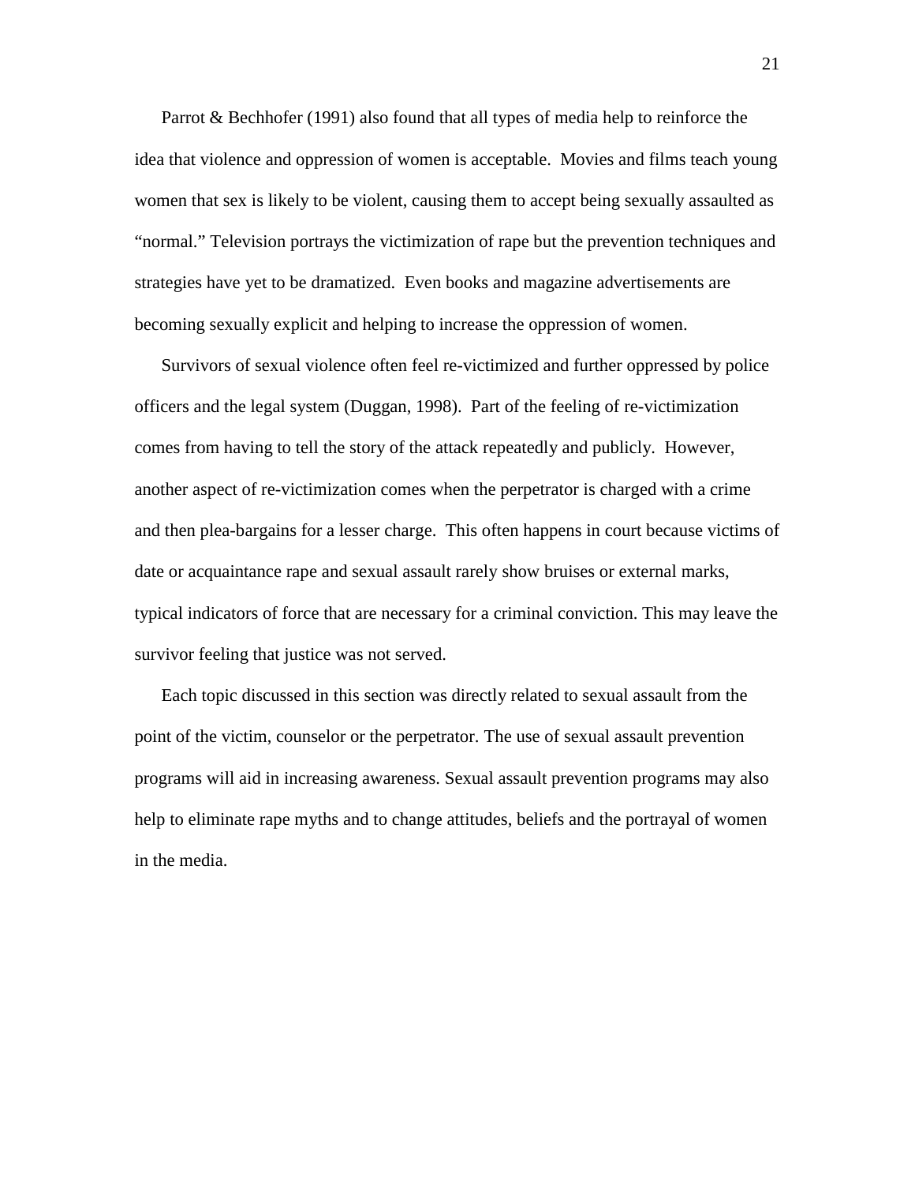Parrot & Bechhofer (1991) also found that all types of media help to reinforce the idea that violence and oppression of women is acceptable. Movies and films teach young women that sex is likely to be violent, causing them to accept being sexually assaulted as "normal." Television portrays the victimization of rape but the prevention techniques and strategies have yet to be dramatized. Even books and magazine advertisements are becoming sexually explicit and helping to increase the oppression of women.

Survivors of sexual violence often feel re-victimized and further oppressed by police officers and the legal system (Duggan, 1998). Part of the feeling of re-victimization comes from having to tell the story of the attack repeatedly and publicly. However, another aspect of re-victimization comes when the perpetrator is charged with a crime and then plea-bargains for a lesser charge. This often happens in court because victims of date or acquaintance rape and sexual assault rarely show bruises or external marks, typical indicators of force that are necessary for a criminal conviction. This may leave the survivor feeling that justice was not served.

Each topic discussed in this section was directly related to sexual assault from the point of the victim, counselor or the perpetrator. The use of sexual assault prevention programs will aid in increasing awareness. Sexual assault prevention programs may also help to eliminate rape myths and to change attitudes, beliefs and the portrayal of women in the media.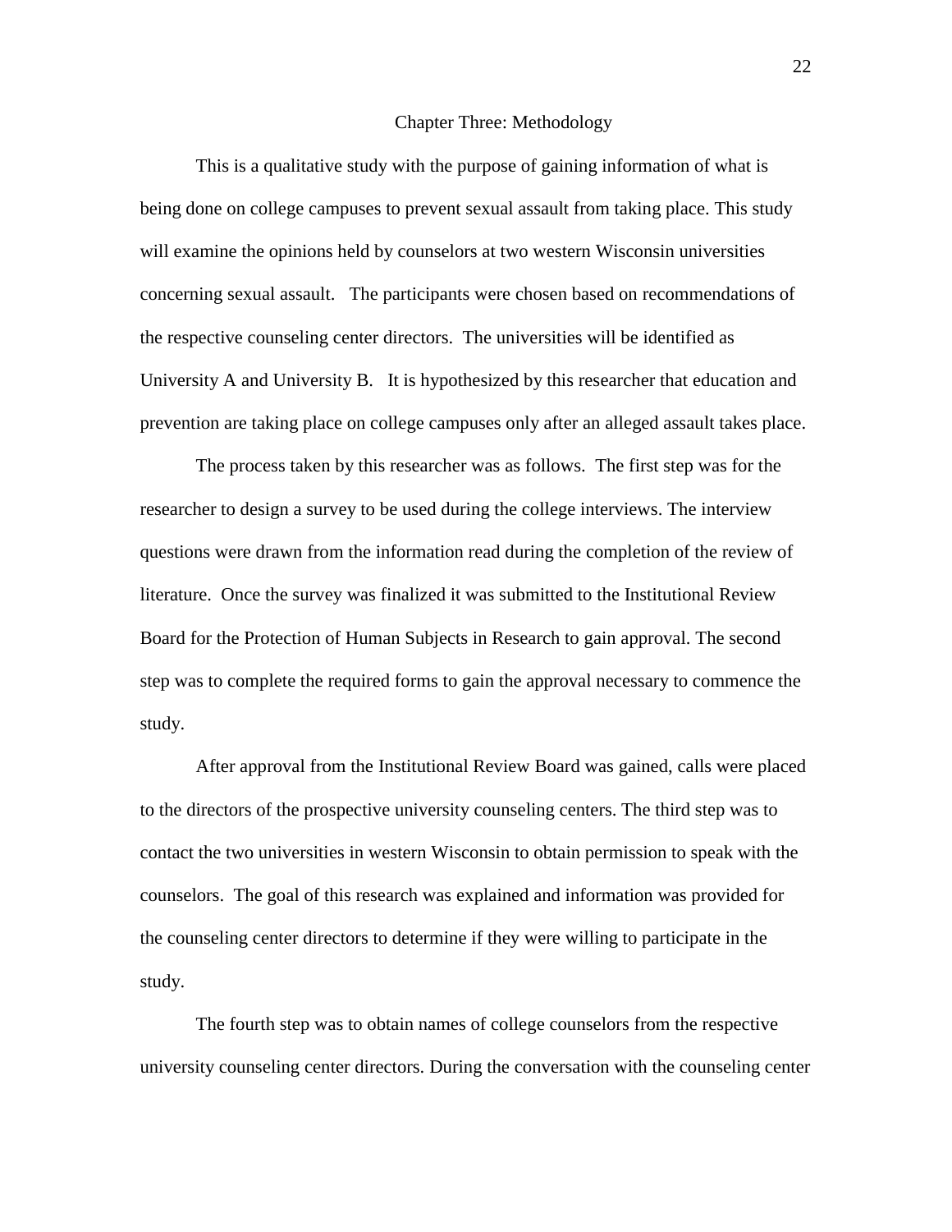# Chapter Three: Methodology

This is a qualitative study with the purpose of gaining information of what is being done on college campuses to prevent sexual assault from taking place. This study will examine the opinions held by counselors at two western Wisconsin universities concerning sexual assault. The participants were chosen based on recommendations of the respective counseling center directors. The universities will be identified as University A and University B. It is hypothesized by this researcher that education and prevention are taking place on college campuses only after an alleged assault takes place.

The process taken by this researcher was as follows. The first step was for the researcher to design a survey to be used during the college interviews. The interview questions were drawn from the information read during the completion of the review of literature. Once the survey was finalized it was submitted to the Institutional Review Board for the Protection of Human Subjects in Research to gain approval. The second step was to complete the required forms to gain the approval necessary to commence the study.

After approval from the Institutional Review Board was gained, calls were placed to the directors of the prospective university counseling centers. The third step was to contact the two universities in western Wisconsin to obtain permission to speak with the counselors. The goal of this research was explained and information was provided for the counseling center directors to determine if they were willing to participate in the study.

The fourth step was to obtain names of college counselors from the respective university counseling center directors. During the conversation with the counseling center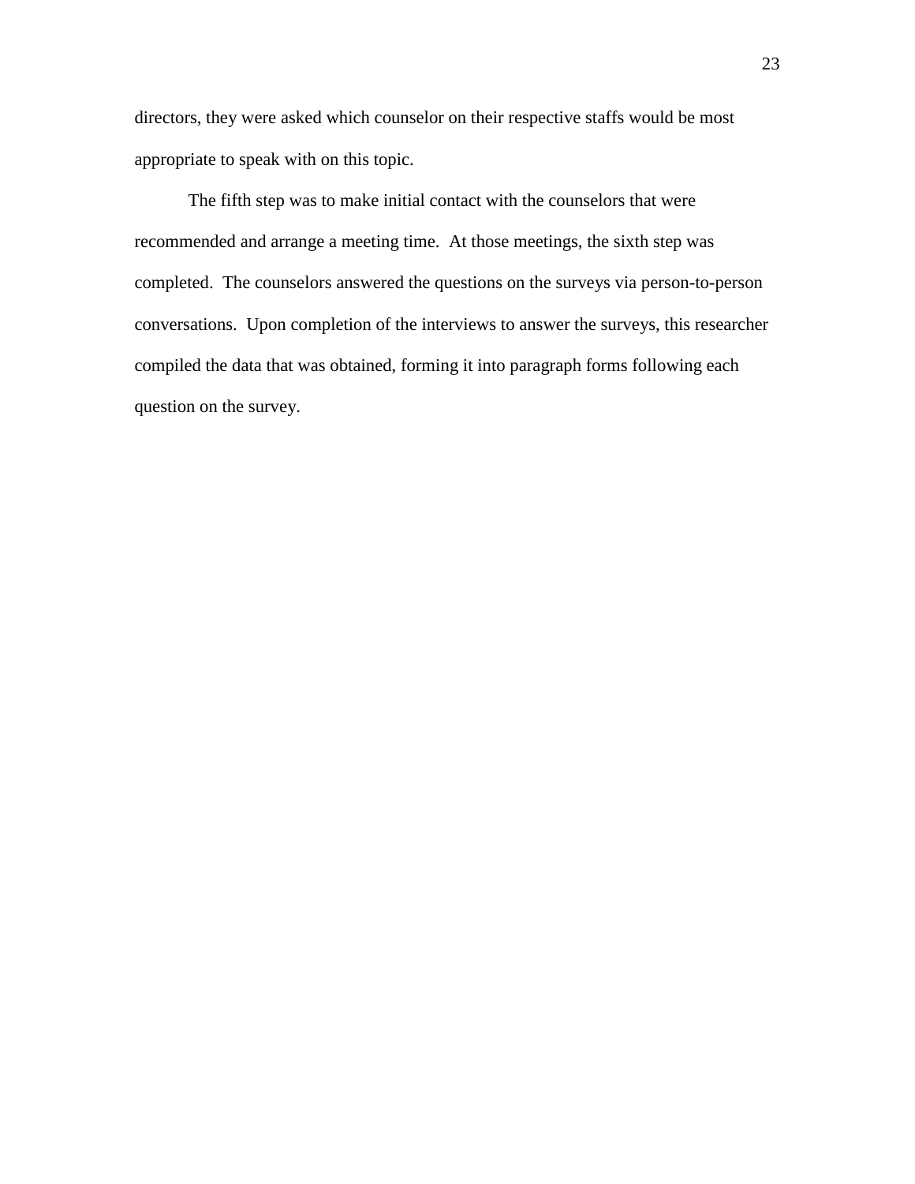directors, they were asked which counselor on their respective staffs would be most appropriate to speak with on this topic.

The fifth step was to make initial contact with the counselors that were recommended and arrange a meeting time. At those meetings, the sixth step was completed. The counselors answered the questions on the surveys via person-to-person conversations. Upon completion of the interviews to answer the surveys, this researcher compiled the data that was obtained, forming it into paragraph forms following each question on the survey.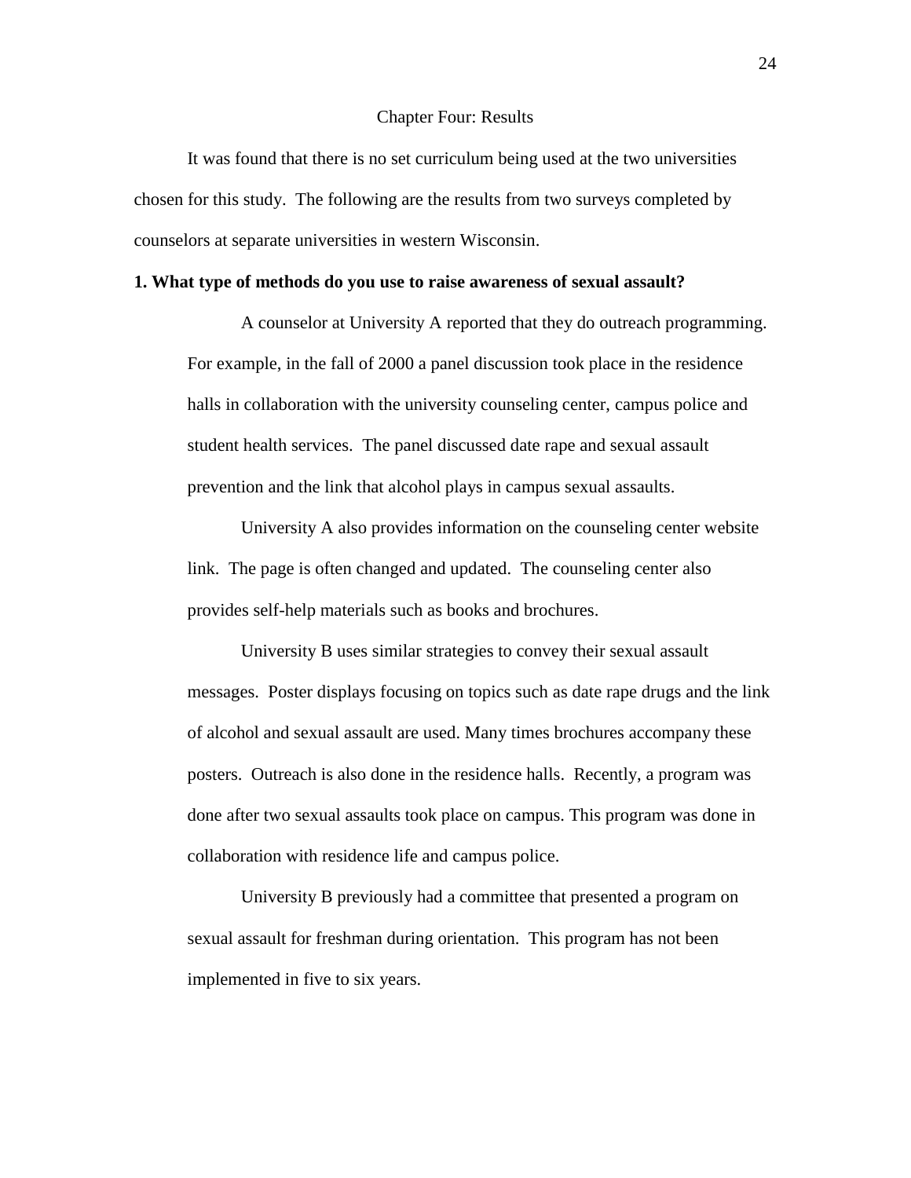# Chapter Four: Results

It was found that there is no set curriculum being used at the two universities chosen for this study. The following are the results from two surveys completed by counselors at separate universities in western Wisconsin.

**1. What type of methods do you use to raise awareness of sexual assault?**

A counselor at University A reported that they do outreach programming. For example, in the fall of 2000 a panel discussion took place in the residence halls in collaboration with the university counseling center, campus police and student health services. The panel discussed date rape and sexual assault prevention and the link that alcohol plays in campus sexual assaults.

University A also provides information on the counseling center website link. The page is often changed and updated. The counseling center also provides self-help materials such as books and brochures.

University B uses similar strategies to convey their sexual assault messages. Poster displays focusing on topics such as date rape drugs and the link of alcohol and sexual assault are used. Many times brochures accompany these posters. Outreach is also done in the residence halls. Recently, a program was done after two sexual assaults took place on campus. This program was done in collaboration with residence life and campus police.

University B previously had a committee that presented a program on sexual assault for freshman during orientation. This program has not been implemented in five to six years.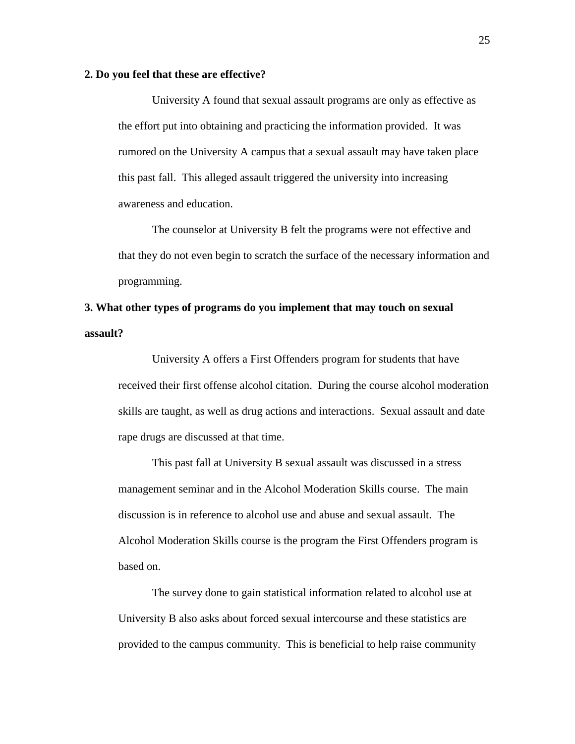**2. Do you feel that these are effective?**

University A found that sexual assault programs are only as effective as the effort put into obtaining and practicing the information provided. It was rumored on the University A campus that a sexual assault may have taken place this past fall. This alleged assault triggered the university into increasing awareness and education.

The counselor at University B felt the programs were not effective and that they do not even begin to scratch the surface of the necessary information and programming.

**3. What other types of programs do you implement that may touch on sexual assault?**

University A offers a First Offenders program for students that have received their first offense alcohol citation. During the course alcohol moderation skills are taught, as well as drug actions and interactions. Sexual assault and date rape drugs are discussed at that time.

This past fall at University B sexual assault was discussed in a stress management seminar and in the Alcohol Moderation Skills course. The main discussion is in reference to alcohol use and abuse and sexual assault. The Alcohol Moderation Skills course is the program the First Offenders program is based on.

The survey done to gain statistical information related to alcohol use at University B also asks about forced sexual intercourse and these statistics are provided to the campus community. This is beneficial to help raise community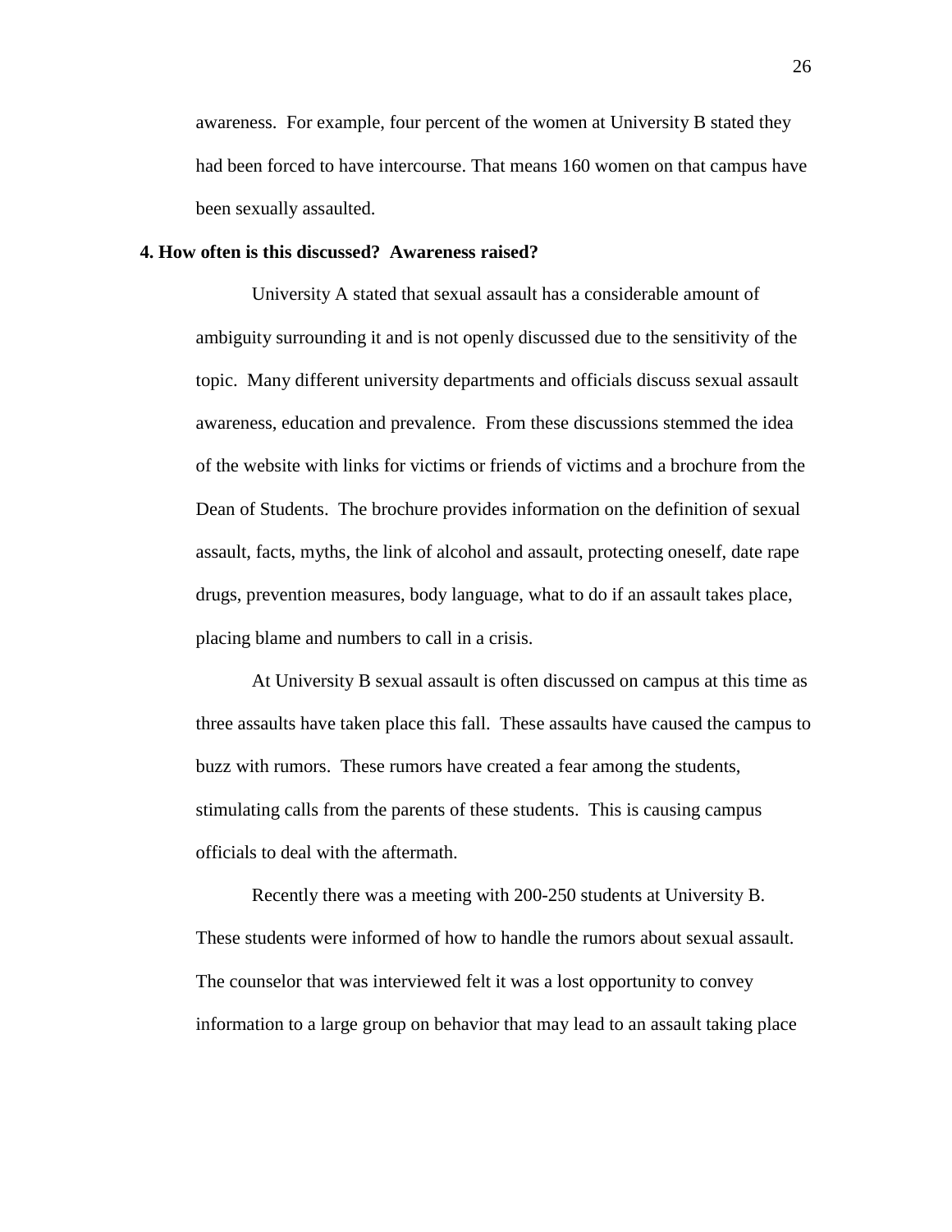awareness. For example, four percent of the women at University B stated they had been forced to have intercourse. That means 160 women on that campus have been sexually assaulted.

**4. How often is this discussed? Awareness raised?**

University A stated that sexual assault has a considerable amount of ambiguity surrounding it and is not openly discussed due to the sensitivity of the topic. Many different university departments and officials discuss sexual assault awareness, education and prevalence. From these discussions stemmed the idea of the website with links for victims or friends of victims and a brochure from the Dean of Students. The brochure provides information on the definition of sexual assault, facts, myths, the link of alcohol and assault, protecting oneself, date rape drugs, prevention measures, body language, what to do if an assault takes place, placing blame and numbers to call in a crisis.

At University B sexual assault is often discussed on campus at this time as three assaults have taken place this fall. These assaults have caused the campus to buzz with rumors. These rumors have created a fear among the students, stimulating calls from the parents of these students. This is causing campus officials to deal with the aftermath.

Recently there was a meeting with 200-250 students at University B. These students were informed of how to handle the rumors about sexual assault. The counselor that was interviewed felt it was a lost opportunity to convey information to a large group on behavior that may lead to an assault taking place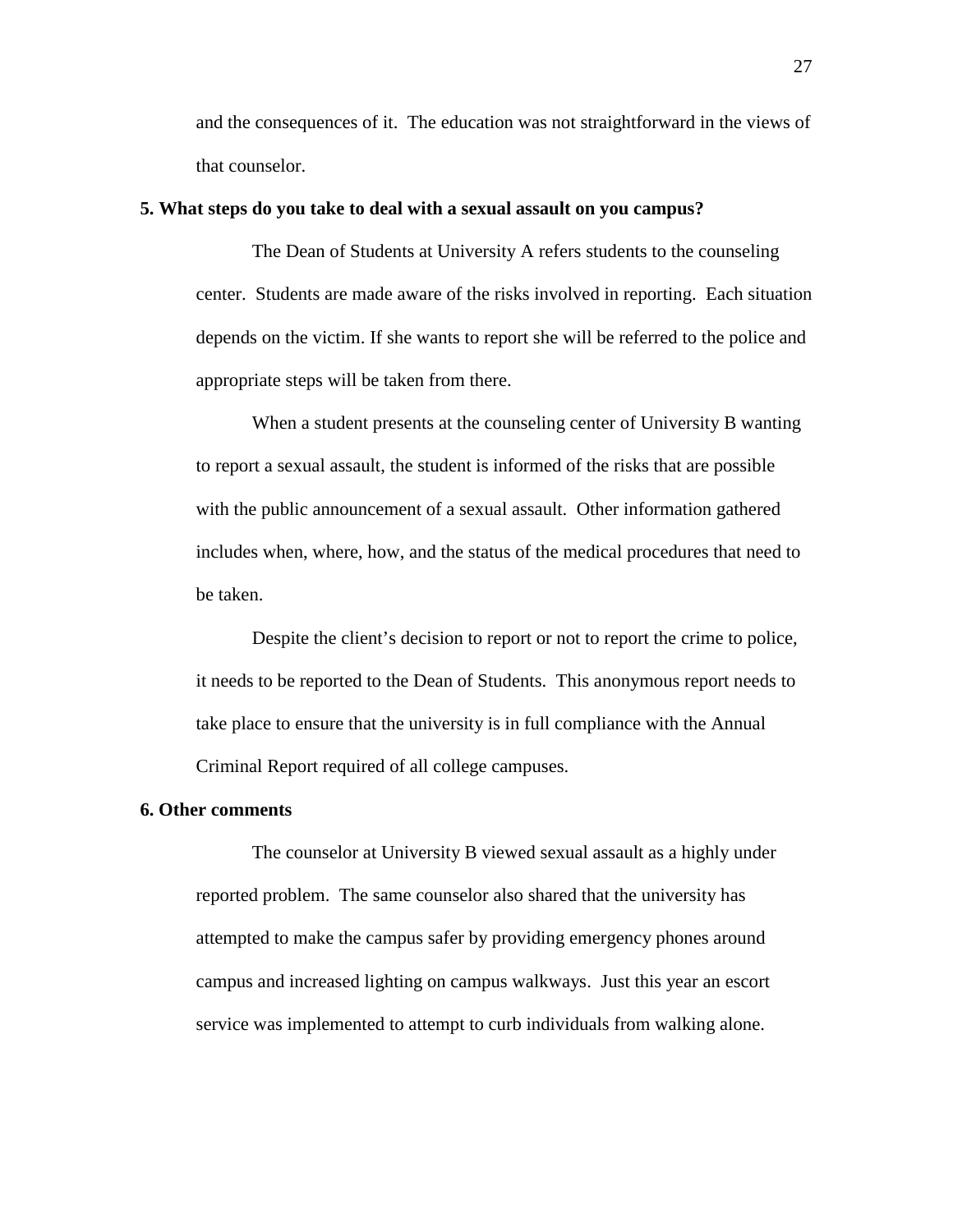and the consequences of it. The education was not straightforward in the views of that counselor.

**5. What steps do you take to deal with a sexual assault on you campus?**

The Dean of Students at University A refers students to the counseling center. Students are made aware of the risks involved in reporting. Each situation depends on the victim. If she wants to report she will be referred to the police and appropriate steps will be taken from there.

When a student presents at the counseling center of University B wanting to report a sexual assault, the student is informed of the risks that are possible with the public announcement of a sexual assault. Other information gathered includes when, where, how, and the status of the medical procedures that need to be taken.

Despite the client's decision to report or not to report the crime to police, it needs to be reported to the Dean of Students. This anonymous report needs to take place to ensure that the university is in full compliance with the Annual Criminal Report required of all college campuses.

**6. Other comments**

The counselor at University B viewed sexual assault as a highly under reported problem. The same counselor also shared that the university has attempted to make the campus safer by providing emergency phones around campus and increased lighting on campus walkways. Just this year an escort service was implemented to attempt to curb individuals from walking alone.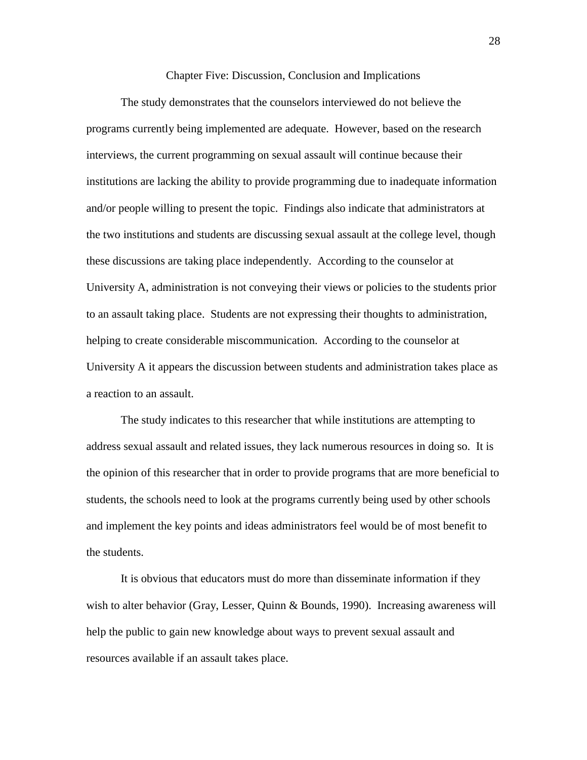# Chapter Five: Discussion, Conclusion and Implications

The study demonstrates that the counselors interviewed do not believe the programs currently being implemented are adequate. However, based on the research interviews, the current programming on sexual assault will continue because their institutions are lacking the ability to provide programming due to inadequate information and/or people willing to present the topic. Findings also indicate that administrators at the two institutions and students are discussing sexual assault at the college level, though these discussions are taking place independently. According to the counselor at University A, administration is not conveying their views or policies to the students prior to an assault taking place. Students are not expressing their thoughts to administration, helping to create considerable miscommunication. According to the counselor at University A it appears the discussion between students and administration takes place as a reaction to an assault.

The study indicates to this researcher that while institutions are attempting to address sexual assault and related issues, they lack numerous resources in doing so. It is the opinion of this researcher that in order to provide programs that are more beneficial to students, the schools need to look at the programs currently being used by other schools and implement the key points and ideas administrators feel would be of most benefit to the students.

It is obvious that educators must do more than disseminate information if they wish to alter behavior (Gray, Lesser, Quinn & Bounds, 1990). Increasing awareness will help the public to gain new knowledge about ways to prevent sexual assault and resources available if an assault takes place.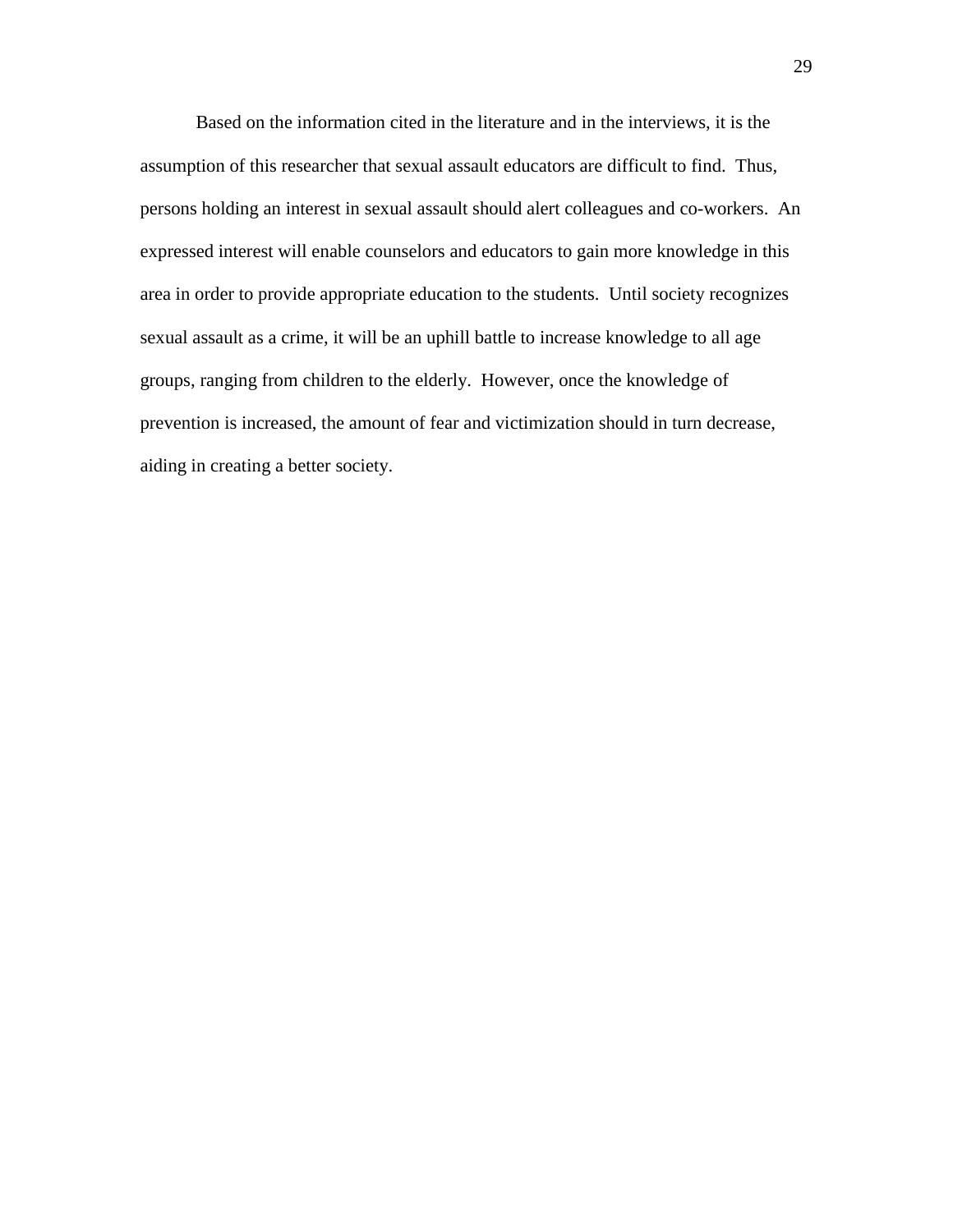Based on the information cited in the literature and in the interviews, it is the assumption of this researcher that sexual assault educators are difficult to find. Thus, persons holding an interest in sexual assault should alert colleagues and co-workers. An expressed interest will enable counselors and educators to gain more knowledge in this area in order to provide appropriate education to the students. Until society recognizes sexual assault as a crime, it will be an uphill battle to increase knowledge to all age groups, ranging from children to the elderly. However, once the knowledge of prevention is increased, the amount of fear and victimization should in turn decrease, aiding in creating a better society.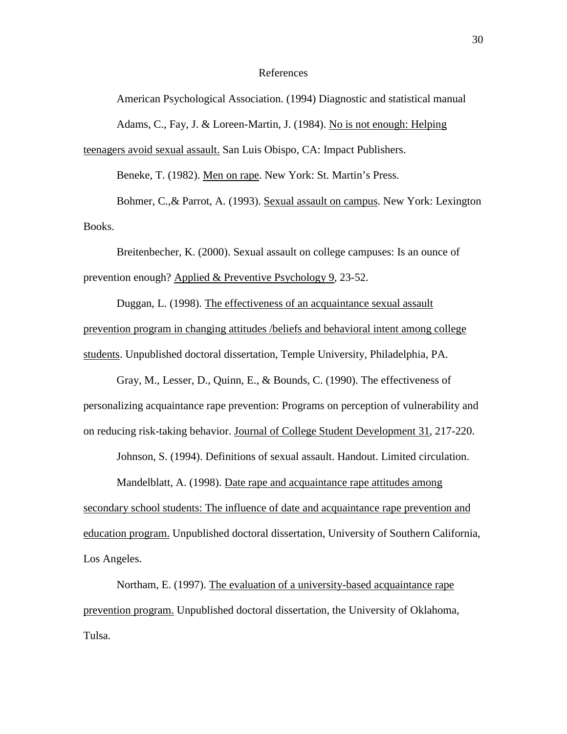# References

American Psychological Association. (1994) Diagnostic and statistical manual

Adams, C., Fay, J. & Loreen-Martin, J. (1984). No is not enough: Helping teenagers avoid sexual assault. San Luis Obispo, CA: Impact Publishers.

Beneke, T. (1982). Men on rape. New York: St. Martin's Press.

Bohmer, C.,& Parrot, A. (1993). Sexual assault on campus. New York: Lexington Books.

Breitenbecher, K. (2000). Sexual assault on college campuses: Is an ounce of prevention enough? Applied & Preventive Psychology 9, 23-52.

Duggan, L. (1998). The effectiveness of an acquaintance sexual assault prevention program in changing attitudes /beliefs and behavioral intent among college students. Unpublished doctoral dissertation, Temple University, Philadelphia, PA.

Gray, M., Lesser, D., Quinn, E., & Bounds, C. (1990). The effectiveness of personalizing acquaintance rape prevention: Programs on perception of vulnerability and on reducing risk-taking behavior. Journal of College Student Development 31, 217-220.

Johnson, S. (1994). Definitions of sexual assault. Handout. Limited circulation.

Mandelblatt, A. (1998). Date rape and acquaintance rape attitudes among secondary school students: The influence of date and acquaintance rape prevention and education program. Unpublished doctoral dissertation, University of Southern California, Los Angeles.

Northam, E. (1997). The evaluation of a university-based acquaintance rape prevention program. Unpublished doctoral dissertation, the University of Oklahoma, Tulsa.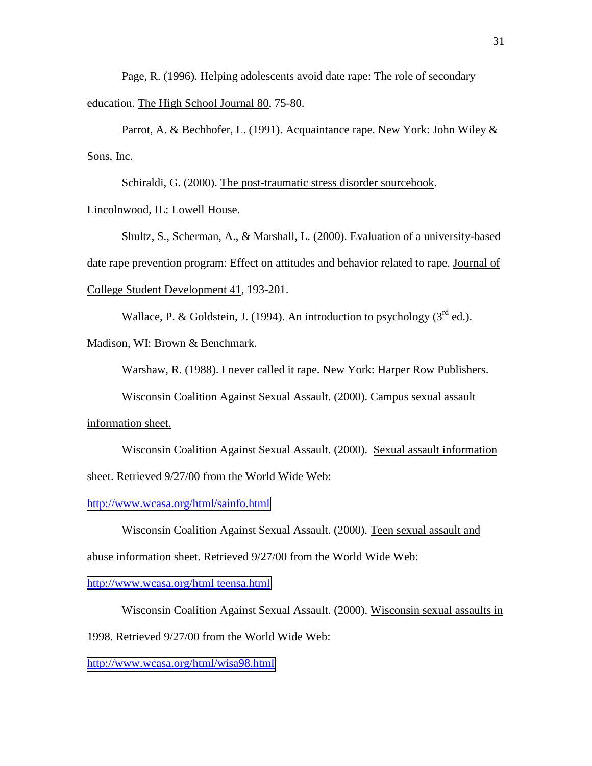Page, R. (1996). Helping adolescents avoid date rape: The role of secondary education. The High School Journal 80, 75-80.

Parrot, A. & Bechhofer, L. (1991). Acquaintance rape. New York: John Wiley & Sons, Inc.

Schiraldi, G. (2000). The post-traumatic stress disorder sourcebook. Lincolnwood, IL: Lowell House.

Shultz, S., Scherman, A., & Marshall, L. (2000). Evaluation of a university-based date rape prevention program: Effect on attitudes and behavior related to rape. Journal of College Student Development 41, 193-201.

Wallace, P. & Goldstein, J. (1994). An introduction to psychology (3rd ed.). Madison, WI: Brown & Benchmark.

Warshaw, R. (1988). I never called it rape. New York: Harper Row Publishers.

Wisconsin Coalition Against Sexual Assault. (2000). Campus sexual assault information sheet.

Wisconsin Coalition Against Sexual Assault. (2000). Sexual assault information sheet. Retrieved 9/27/00 from the World Wide Web: http://www.wcasa.org/html/sainfo.html

Wisconsin Coalition Against Sexual Assault. (2000). Teen sexual assault and abuse information sheet. Retrieved 9/27/00 from the World Wide Web: http://www.wcasa.org/html teensa.html

Wisconsin Coalition Against Sexual Assault. (2000). Wisconsin sexual assaults in 1998. Retrieved 9/27/00 from the World Wide Web: http://www.wcasa.org/html/wisa98.html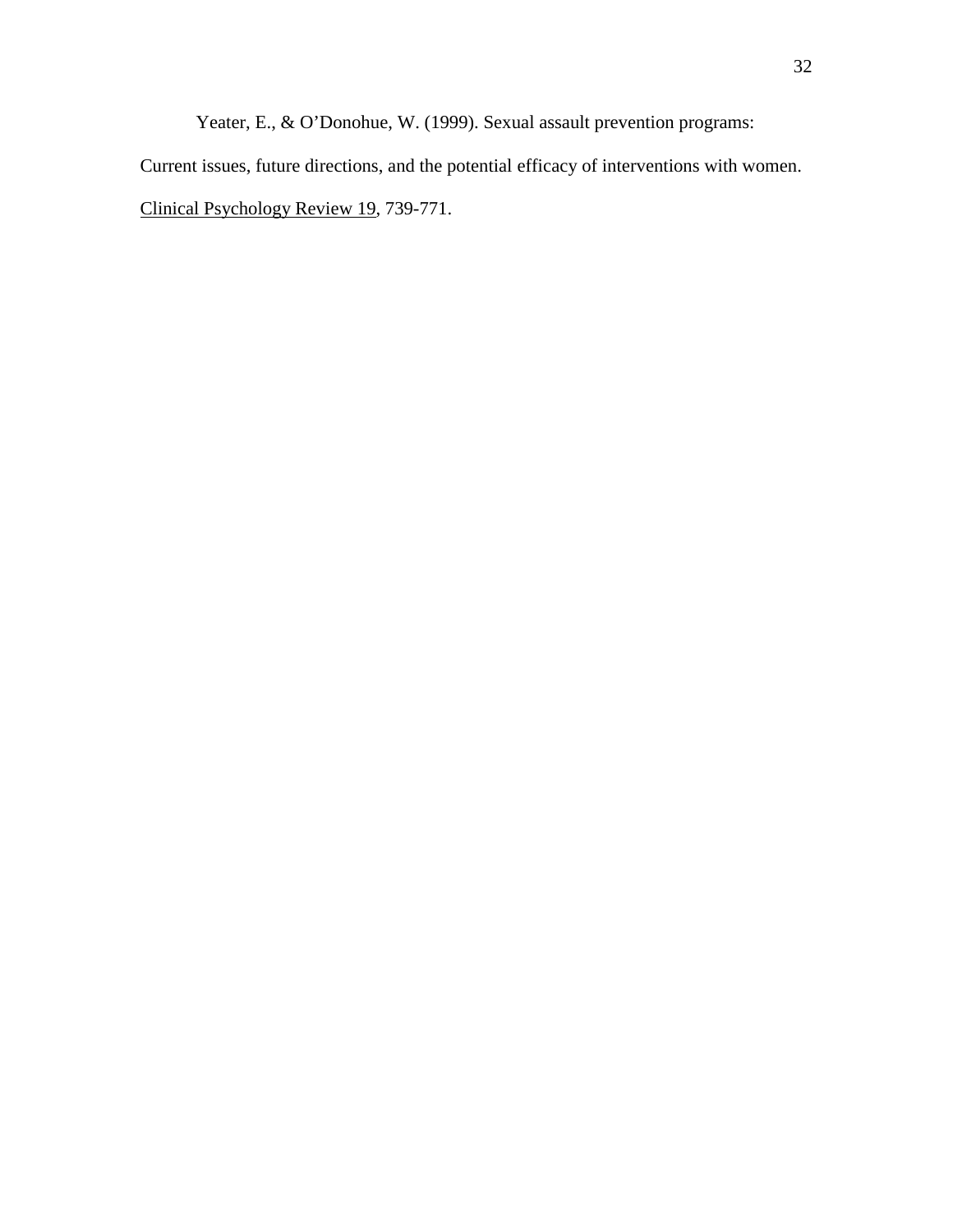Yeater, E., & O'Donohue, W. (1999). Sexual assault prevention programs: Current issues, future directions, and the potential efficacy of interventions with women. <u>Clinical Psychology Review 19</u>, 739-771.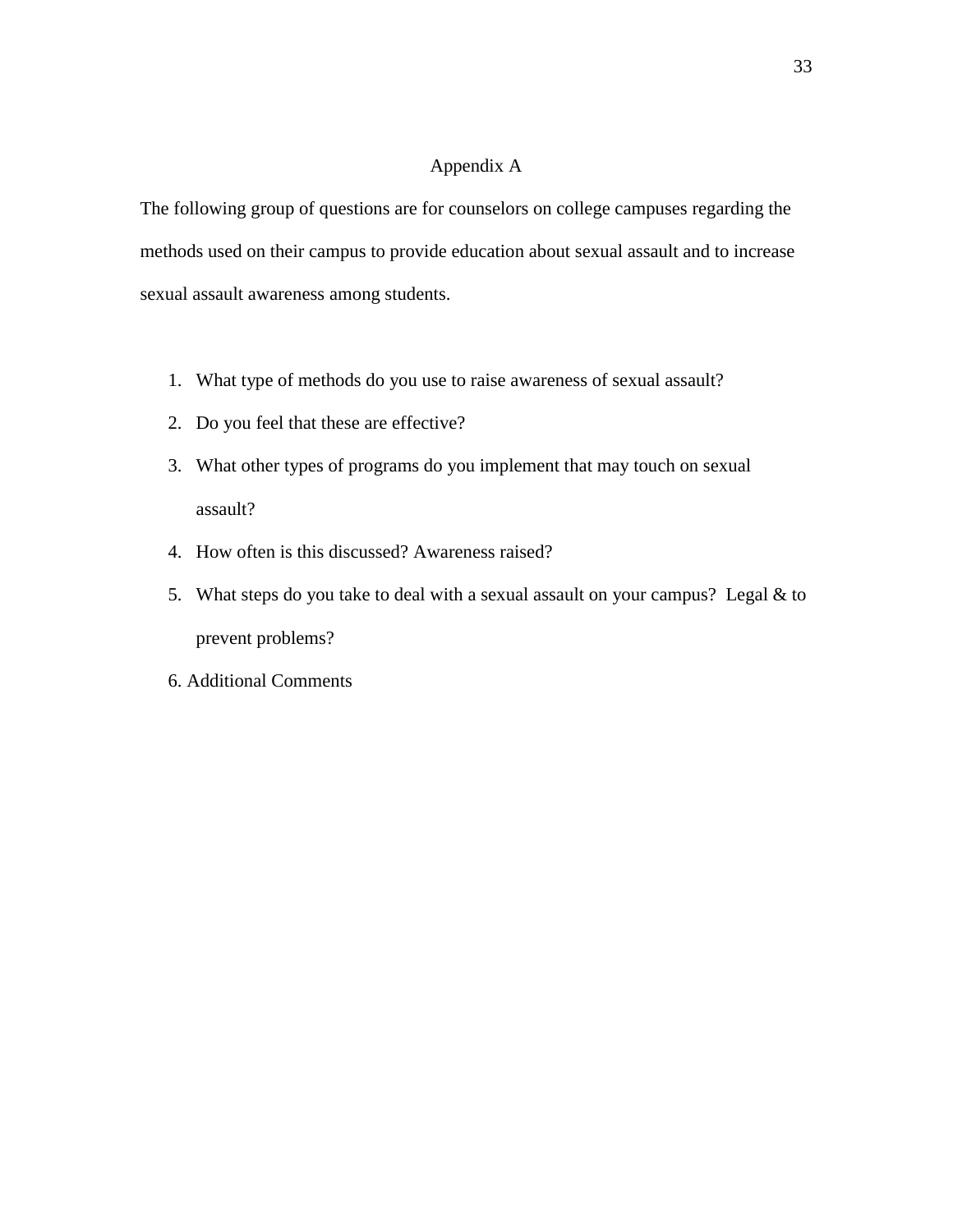# Appendix A

The following group of questions are for counselors on college campuses regarding the methods used on their campus to provide education about sexual assault and to increase sexual assault awareness among students.

1. What type of methods do you use to raise awareness of sexual assault?
2. Do you feel that these are effective?
3. What other types of programs do you implement that may touch on sexual assault?
4. How often is this discussed? Awareness raised?
5. What steps do you take to deal with a sexual assault on your campus? Legal & to prevent problems?
6. Additional Comments